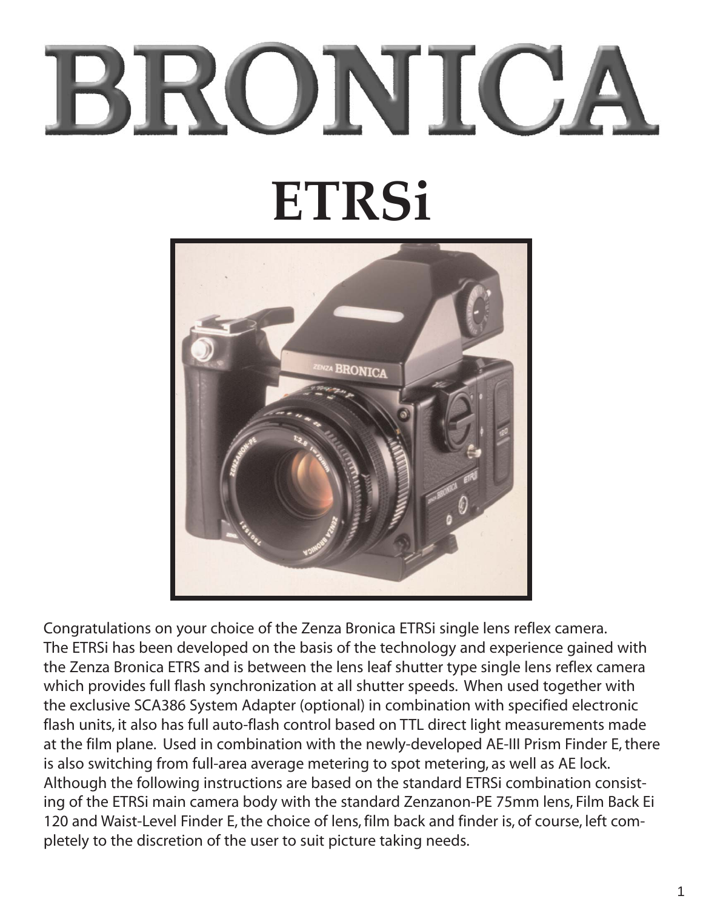# BRONICA

# ETRSi

Congratulations on your choice of the Zenza Bronica ETRSi single lens reflex camera. The ETRSi has been developed on the basis of the technology and experience gained with the Zenza Bronica ETRS and is between the lens leaf shutter type single lens reflex camera which provides full flash synchronization at all shutter speeds. When used together with the exclusive SCA386 System Adapter (optional) in combination with specified electronic flash units, it also has full auto-flash control based on TTL direct light measurements made at the film plane. Used in combination with the newly-developed AE-III Prism Finder E, there is also switching from full-area average metering to spot metering, as well as AE lock. Although the following instructions are based on the standard ETRSi combination consisting of the ETRSi main camera body with the standard Zenzanon-PE 75mm lens, Film Back Ei 120 and Waist-Level Finder E, the choice of lens, film back and finder is, of course, left completely to the discretion of the user to suit picture taking needs.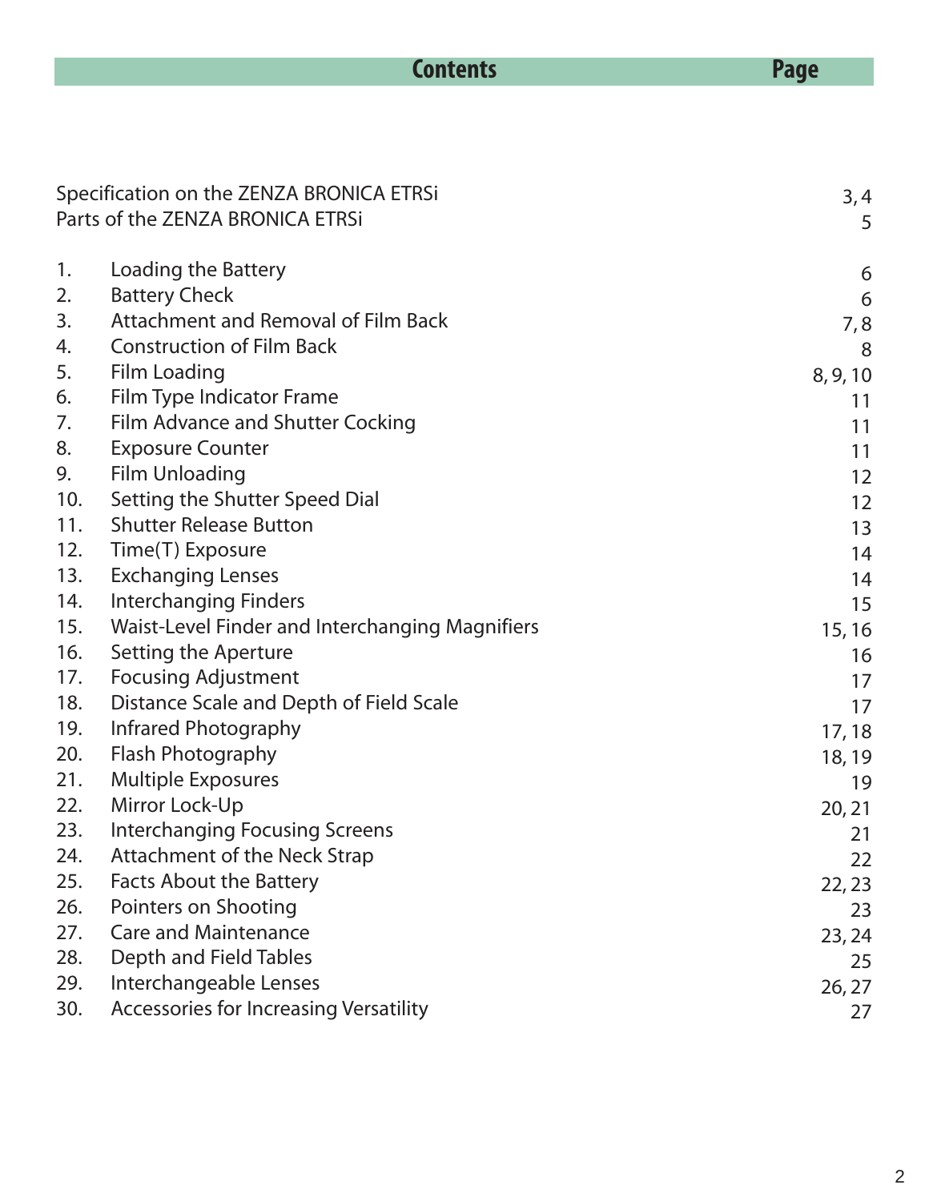| Contents | Page |
| --- | --- |
| Specification on the ZENZA BRONICA ETRSi | 3, 4 |
| Parts of the ZENZA BRONICA ETRSi | 5 |
| 1. Loading the Battery | 6 |
| 2. Battery Check | 6 |
| 3. Attachment and Removal of Film Back | 7, 8 |
| 4. Construction of Film Back | 8 |
| 5. Film Loading | 8, 9, 10 |
| 6. Film Type Indicator Frame | 11 |
| 7. Film Advance and Shutter Cocking | 11 |
| 8. Exposure Counter | 11 |
| 9. Film Unloading | 12 |
| 10. Setting the Shutter Speed Dial | 12 |
| 11. Shutter Release Button | 13 |
| 12. Time(T) Exposure | 14 |
| 13. Exchanging Lenses | 14 |
| 14. Interchanging Finders | 15 |
| 15. Waist-Level Finder and Interchanging Magnifiers | 15, 16 |
| 16. Setting the Aperture | 16 |
| 17. Focusing Adjustment | 17 |
| 18. Distance Scale and Depth of Field Scale | 17 |
| 19. Infrared Photography | 17, 18 |
| 20. Flash Photography | 18, 19 |
| 21. Multiple Exposures | 19 |
| 22. Mirror Lock-Up | 20, 21 |
| 23. Interchanging Focusing Screens | 21 |
| 24. Attachment of the Neck Strap | 22 |
| 25. Facts About the Battery | 22, 23 |
| 26. Pointers on Shooting | 23 |
| 27. Care and Maintenance | 23, 24 |
| 28. Depth and Field Tables | 25 |
| 29. Interchangeable Lenses | 26, 27 |
| 30. Accessories for Increasing Versatility | 27 |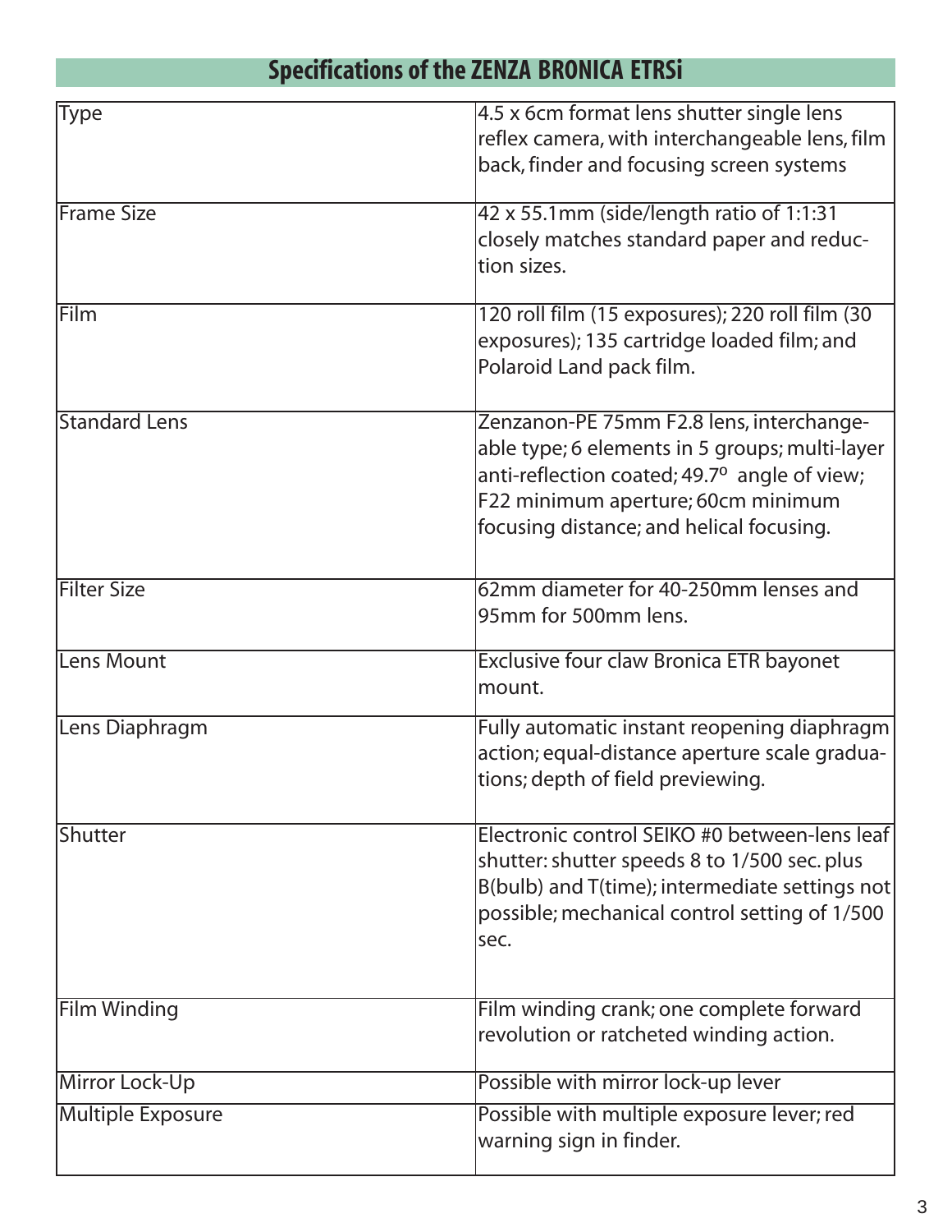## Specifications of the ZENZA BRONICA ETRSi

| | |
|---|---|
| Type | 4.5 x 6cm format lens shutter single lens reflex camera, with interchangeable lens, film back, finder and focusing screen systems |
| Frame Size | 42 x 55.1mm (side/length ratio of 1:1:31 closely matches standard paper and reduction sizes. |
| Film | 120 roll film (15 exposures); 220 roll film (30 exposures); 135 cartridge loaded film; and Polaroid Land pack film. |
| Standard Lens | Zenzanon-PE 75mm F2.8 lens, interchangeable type; 6 elements in 5 groups; multi-layer anti-reflection coated; 49.7º angle of view; F22 minimum aperture; 60cm minimum focusing distance; and helical focusing. |
| Filter Size | 62mm diameter for 40-250mm lenses and 95mm for 500mm lens. |
| Lens Mount | Exclusive four claw Bronica ETR bayonet mount. |
| Lens Diaphragm | Fully automatic instant reopening diaphragm action; equal-distance aperture scale graduations; depth of field previewing. |
| Shutter | Electronic control SEIKO #0 between-lens leaf shutter: shutter speeds 8 to 1/500 sec. plus B(bulb) and T(time); intermediate settings not possible; mechanical control setting of 1/500 sec. |
| Film Winding | Film winding crank; one complete forward revolution or ratcheted winding action. |
| Mirror Lock-Up | Possible with mirror lock-up lever |
| Multiple Exposure | Possible with multiple exposure lever; red warning sign in finder. |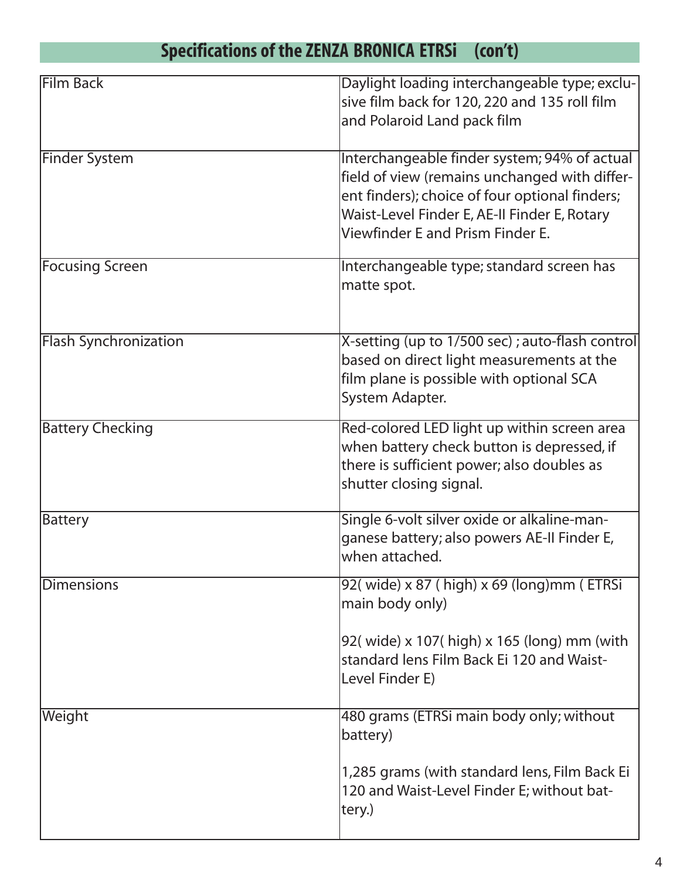## Specifications of the ZENZA BRONICA ETRSi (con't)

| | |
|---|---|
| Film Back | Daylight loading interchangeable type; exclusive film back for 120, 220 and 135 roll film and Polaroid Land pack film |
| Finder System | Interchangeable finder system; 94% of actual field of view (remains unchanged with different finders); choice of four optional finders; Waist-Level Finder E, AE-II Finder E, Rotary Viewfinder E and Prism Finder E. |
| Focusing Screen | Interchangeable type; standard screen has matte spot. |
| Flash Synchronization | X-setting (up to 1/500 sec) ; auto-flash control based on direct light measurements at the film plane is possible with optional SCA System Adapter. |
| Battery Checking | Red-colored LED light up within screen area when battery check button is depressed, if there is sufficient power; also doubles as shutter closing signal. |
| Battery | Single 6-volt silver oxide or alkaline-manganese battery; also powers AE-II Finder E, when attached. |
| Dimensions | 92( wide) x 87 ( high) x 69 (long)mm ( ETRSi main body only)<br><br>92( wide) x 107( high) x 165 (long) mm (with standard lens Film Back Ei 120 and Waist-Level Finder E) |
| Weight | 480 grams (ETRSi main body only; without battery)<br><br>1,285 grams (with standard lens, Film Back Ei 120 and Waist-Level Finder E; without battery.) |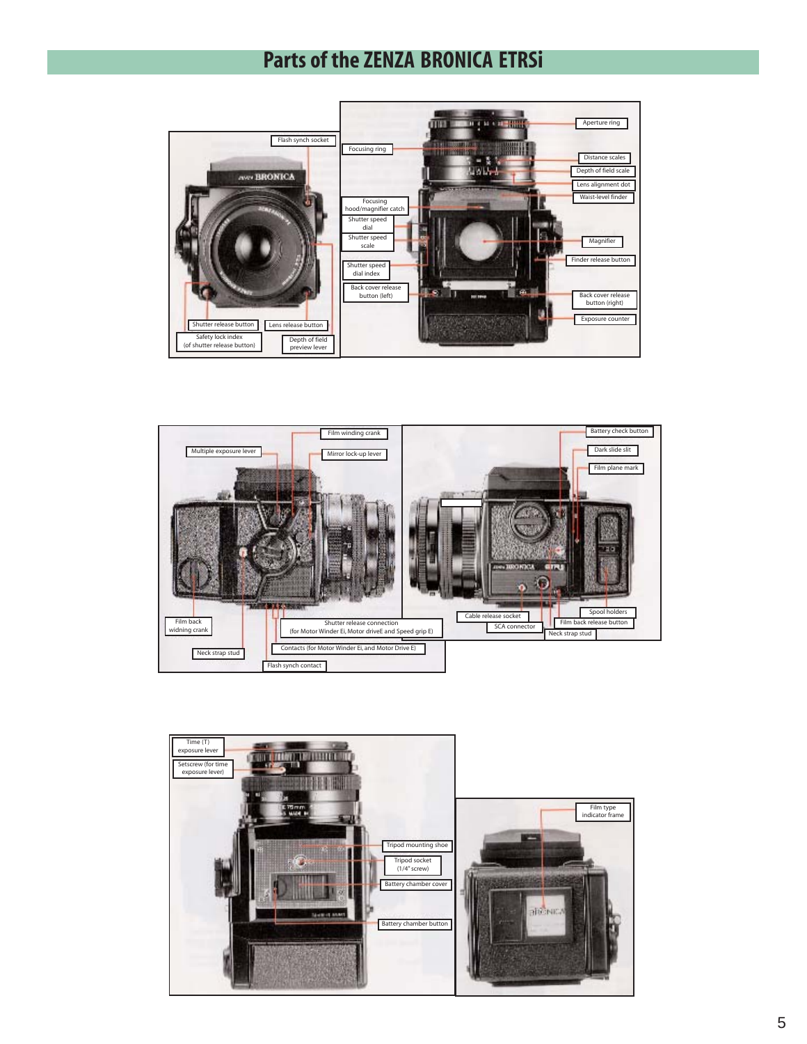# Parts of the ZENZA BRONICA ETRSi

Flash synch socket

Shutter release button

Lens release button

Safety lock index (of shutter release button)

Depth of field preview lever

Focusing ring

Aperture ring

Distance scales

Depth of field scale

Lens alignment dot

Waist-level finder

Focusing hood/magnifier catch

Shutter speed dial

Shutter speed scale

Magnifier

Finder release button

Shutter speed dial index

Back cover release button (left)

Back cover release button (right)

Exposure counter

Multiple exposure lever

Film winding crank

Mirror lock-up lever

Film back widning crank

Shutter release connection (for Motor Winder Ei, Motor driveE and Speed grip E)

Neck strap stud

Contacts (for Motor Winder Ei, and Motor Drive E)

Flash synch contact

Battery check button

Dark slide slit

Film plane mark

Spool holders

Cable release socket

Film back release button

SCA connector

Neck strap stud

Time (T) exposure lever

Setscrew (for time exposure lever)

Tripod mounting shoe

Tripod socket (1/4" screw)

Battery chamber cover

Battery chamber button

Film type indicator frame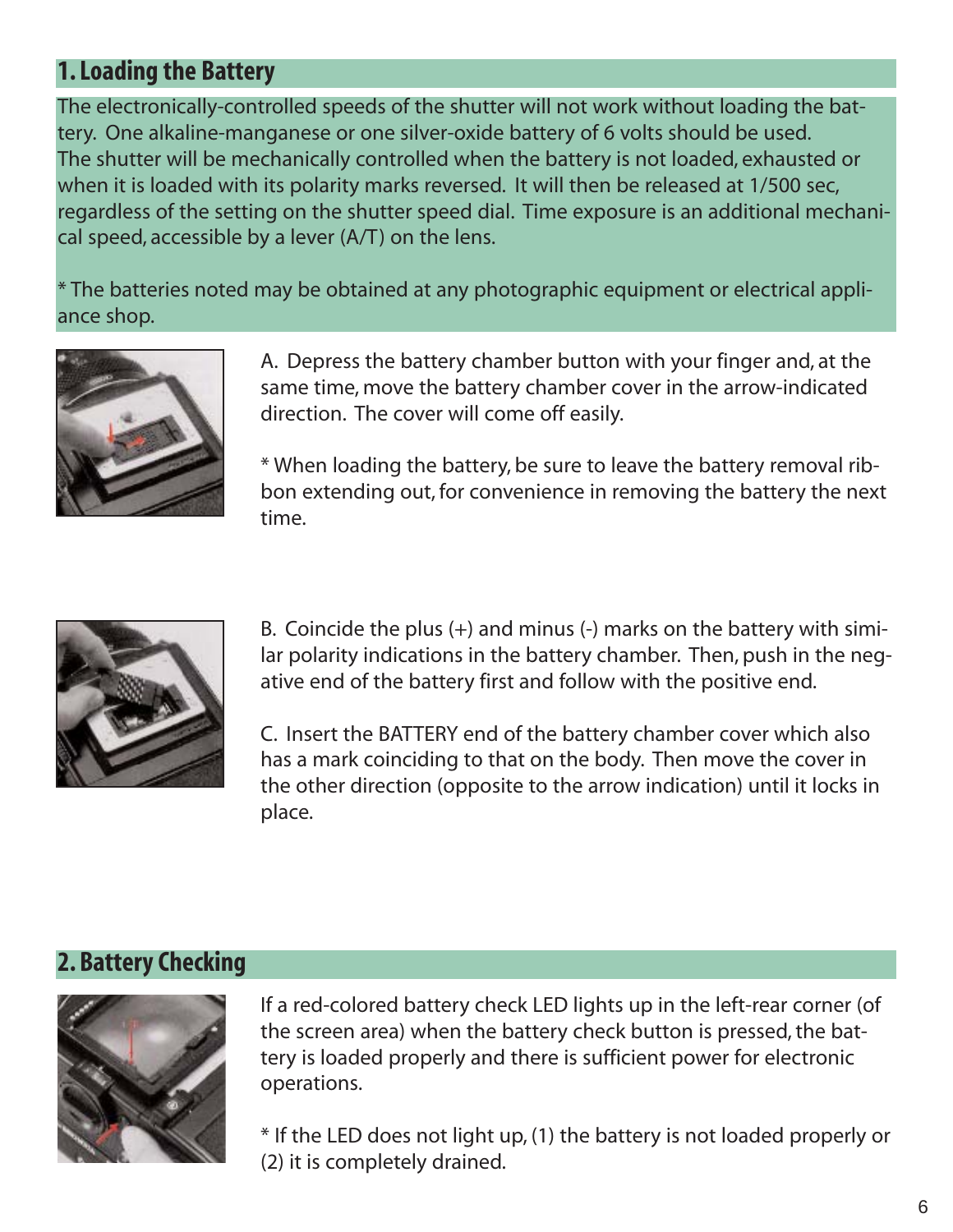## 1. Loading the Battery

The electronically-controlled speeds of the shutter will not work without loading the battery. One alkaline-manganese or one silver-oxide battery of 6 volts should be used. The shutter will be mechanically controlled when the battery is not loaded, exhausted or when it is loaded with its polarity marks reversed. It will then be released at 1/500 sec, regardless of the setting on the shutter speed dial. Time exposure is an additional mechanical speed, accessible by a lever (A/T) on the lens.

* The batteries noted may be obtained at any photographic equipment or electrical appliance shop.

A. Depress the battery chamber button with your finger and, at the same time, move the battery chamber cover in the arrow-indicated direction. The cover will come off easily.

* When loading the battery, be sure to leave the battery removal ribbon extending out, for convenience in removing the battery the next time.

B. Coincide the plus (+) and minus (-) marks on the battery with similar polarity indications in the battery chamber. Then, push in the negative end of the battery first and follow with the positive end.

C. Insert the BATTERY end of the battery chamber cover which also has a mark coinciding to that on the body. Then move the cover in the other direction (opposite to the arrow indication) until it locks in place.

## 2. Battery Checking

If a red-colored battery check LED lights up in the left-rear corner (of the screen area) when the battery check button is pressed, the battery is loaded properly and there is sufficient power for electronic operations.

* If the LED does not light up, (1) the battery is not loaded properly or (2) it is completely drained.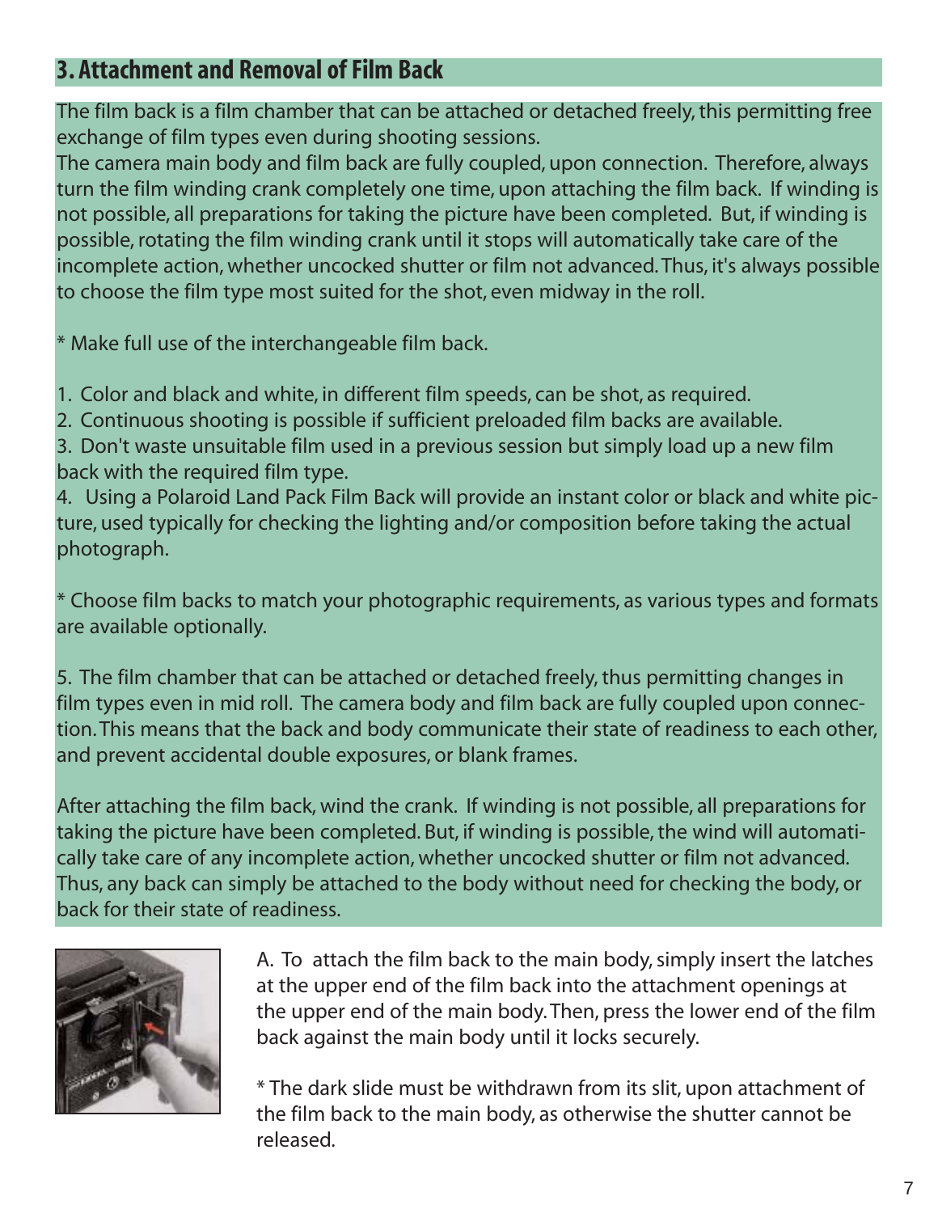## 3. Attachment and Removal of Film Back

The film back is a film chamber that can be attached or detached freely, this permitting free exchange of film types even during shooting sessions.
The camera main body and film back are fully coupled, upon connection. Therefore, always turn the film winding crank completely one time, upon attaching the film back. If winding is not possible, all preparations for taking the picture have been completed. But, if winding is possible, rotating the film winding crank until it stops will automatically take care of the incomplete action, whether uncocked shutter or film not advanced. Thus, it's always possible to choose the film type most suited for the shot, even midway in the roll.

* Make full use of the interchangeable film back.

1. Color and black and white, in different film speeds, can be shot, as required.
2. Continuous shooting is possible if sufficient preloaded film backs are available.
3. Don't waste unsuitable film used in a previous session but simply load up a new film back with the required film type.
4. Using a Polaroid Land Pack Film Back will provide an instant color or black and white picture, used typically for checking the lighting and/or composition before taking the actual photograph.

* Choose film backs to match your photographic requirements, as various types and formats are available optionally.

5. The film chamber that can be attached or detached freely, thus permitting changes in film types even in mid roll. The camera body and film back are fully coupled upon connection. This means that the back and body communicate their state of readiness to each other, and prevent accidental double exposures, or blank frames.

After attaching the film back, wind the crank. If winding is not possible, all preparations for taking the picture have been completed. But, if winding is possible, the wind will automatically take care of any incomplete action, whether uncocked shutter or film not advanced. Thus, any back can simply be attached to the body without need for checking the body, or back for their state of readiness.

A. To attach the film back to the main body, simply insert the latches at the upper end of the film back into the attachment openings at the upper end of the main body. Then, press the lower end of the film back against the main body until it locks securely.

* The dark slide must be withdrawn from its slit, upon attachment of the film back to the main body, as otherwise the shutter cannot be released.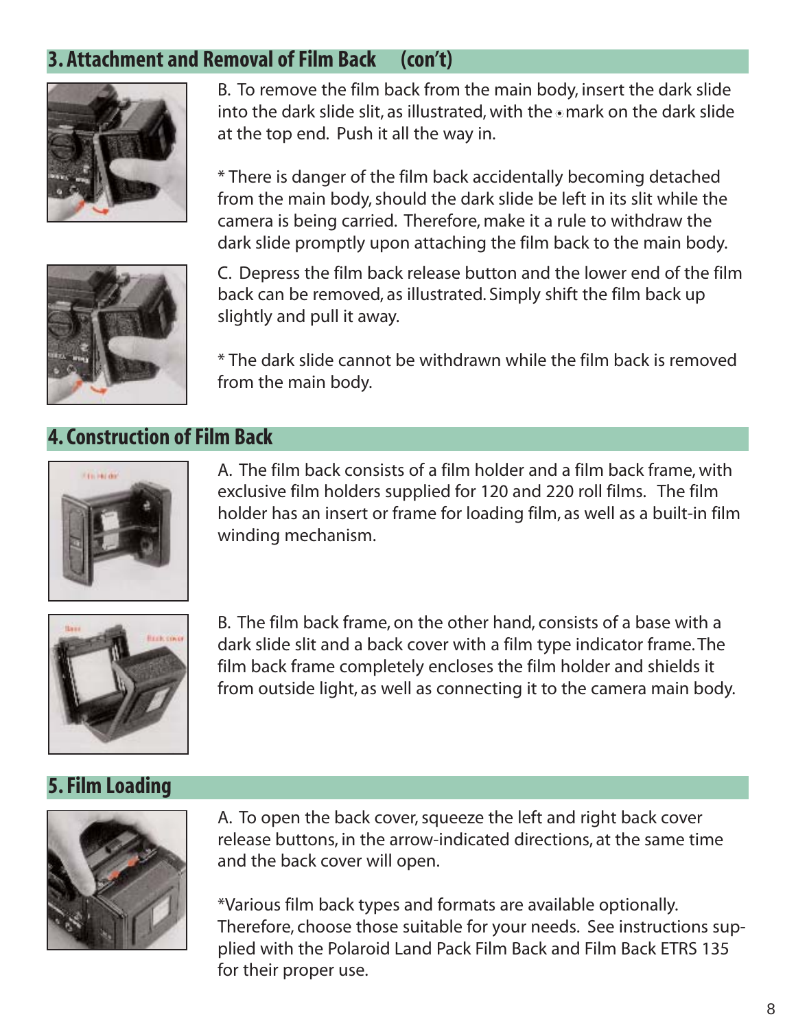## 3. Attachment and Removal of Film Back (con't)

B. To remove the film back from the main body, insert the dark slide into the dark slide slit, as illustrated, with the ⊙ mark on the dark slide at the top end. Push it all the way in.

* There is danger of the film back accidentally becoming detached from the main body, should the dark slide be left in its slit while the camera is being carried. Therefore, make it a rule to withdraw the dark slide promptly upon attaching the film back to the main body.

C. Depress the film back release button and the lower end of the film back can be removed, as illustrated. Simply shift the film back up slightly and pull it away.

* The dark slide cannot be withdrawn while the film back is removed from the main body.

## 4. Construction of Film Back

A. The film back consists of a film holder and a film back frame, with exclusive film holders supplied for 120 and 220 roll films. The film holder has an insert or frame for loading film, as well as a built-in film winding mechanism.

B. The film back frame, on the other hand, consists of a base with a dark slide slit and a back cover with a film type indicator frame. The film back frame completely encloses the film holder and shields it from outside light, as well as connecting it to the camera main body.

## 5. Film Loading

A. To open the back cover, squeeze the left and right back cover release buttons, in the arrow-indicated directions, at the same time and the back cover will open.

*Various film back types and formats are available optionally. Therefore, choose those suitable for your needs. See instructions supplied with the Polaroid Land Pack Film Back and Film Back ETRS 135 for their proper use.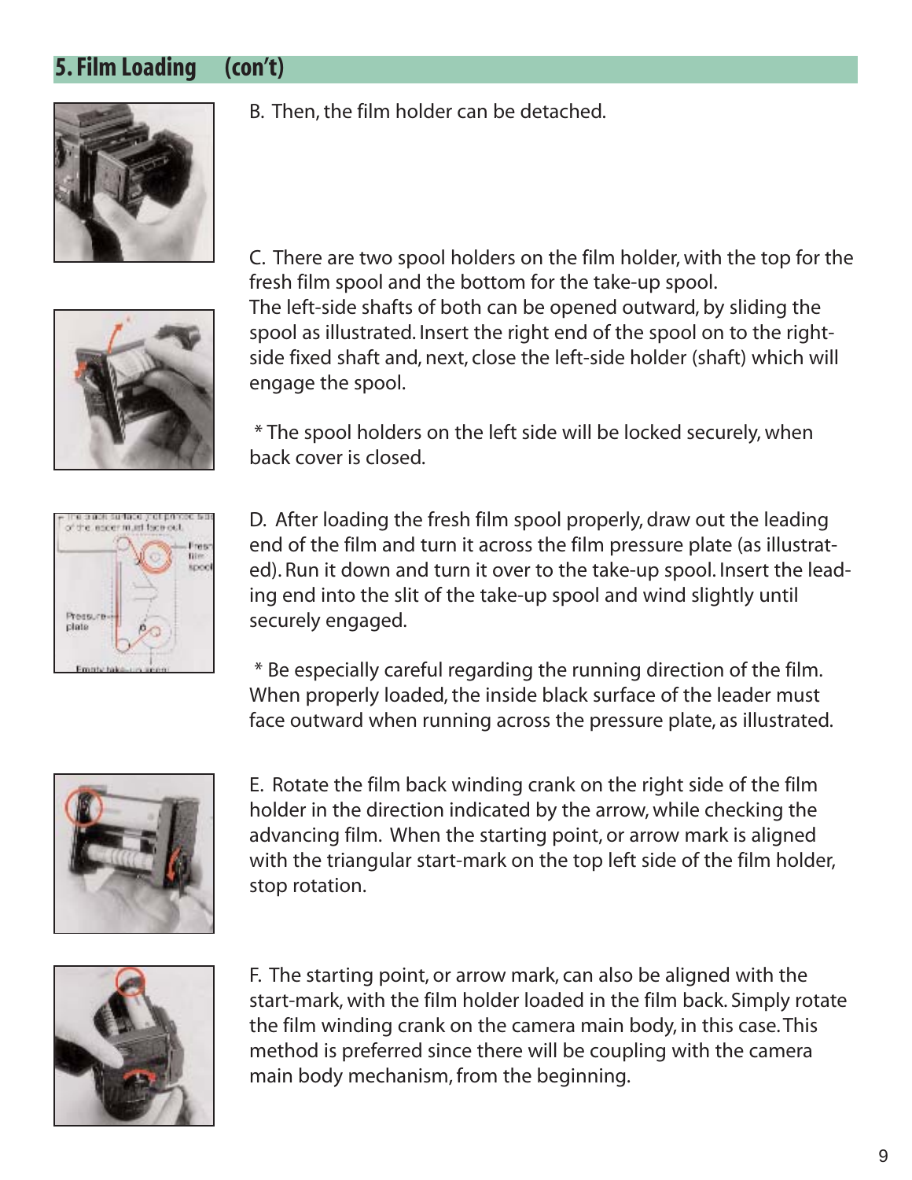## 5. Film Loading (con't)

B. Then, the film holder can be detached.

C. There are two spool holders on the film holder, with the top for the fresh film spool and the bottom for the take-up spool.
The left-side shafts of both can be opened outward, by sliding the spool as illustrated. Insert the right end of the spool on to the right-side fixed shaft and, next, close the left-side holder (shaft) which will engage the spool.

* The spool holders on the left side will be locked securely, when back cover is closed.

D. After loading the fresh film spool properly, draw out the leading end of the film and turn it across the film pressure plate (as illustrated). Run it down and turn it over to the take-up spool. Insert the leading end into the slit of the take-up spool and wind slightly until securely engaged.

* Be especially careful regarding the running direction of the film. When properly loaded, the inside black surface of the leader must face outward when running across the pressure plate, as illustrated.

E. Rotate the film back winding crank on the right side of the film holder in the direction indicated by the arrow, while checking the advancing film. When the starting point, or arrow mark is aligned with the triangular start-mark on the top left side of the film holder, stop rotation.

F. The starting point, or arrow mark, can also be aligned with the start-mark, with the film holder loaded in the film back. Simply rotate the film winding crank on the camera main body, in this case. This method is preferred since there will be coupling with the camera main body mechanism, from the beginning.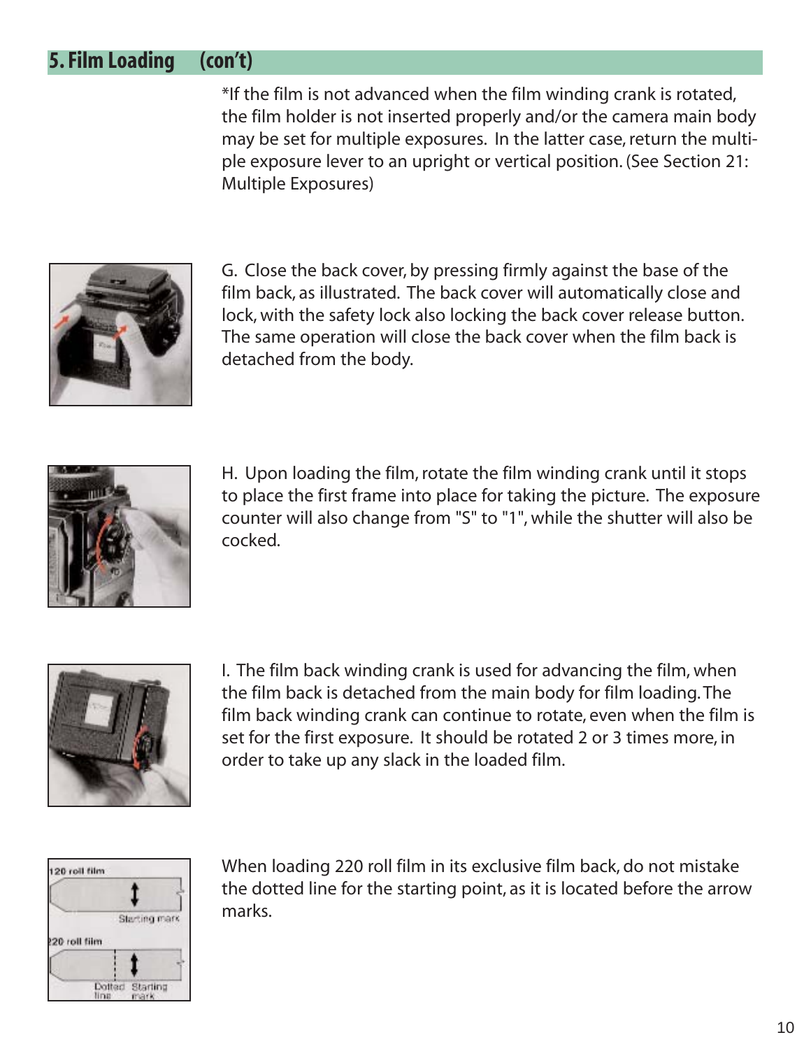## 5. Film Loading (con't)

*If the film is not advanced when the film winding crank is rotated, the film holder is not inserted properly and/or the camera main body may be set for multiple exposures. In the latter case, return the multiple exposure lever to an upright or vertical position. (See Section 21: Multiple Exposures)

G. Close the back cover, by pressing firmly against the base of the film back, as illustrated. The back cover will automatically close and lock, with the safety lock also locking the back cover release button. The same operation will close the back cover when the film back is detached from the body.

H. Upon loading the film, rotate the film winding crank until it stops to place the first frame into place for taking the picture. The exposure counter will also change from "S" to "1", while the shutter will also be cocked.

I. The film back winding crank is used for advancing the film, when the film back is detached from the main body for film loading. The film back winding crank can continue to rotate, even when the film is set for the first exposure. It should be rotated 2 or 3 times more, in order to take up any slack in the loaded film.

When loading 220 roll film in its exclusive film back, do not mistake the dotted line for the starting point, as it is located before the arrow marks.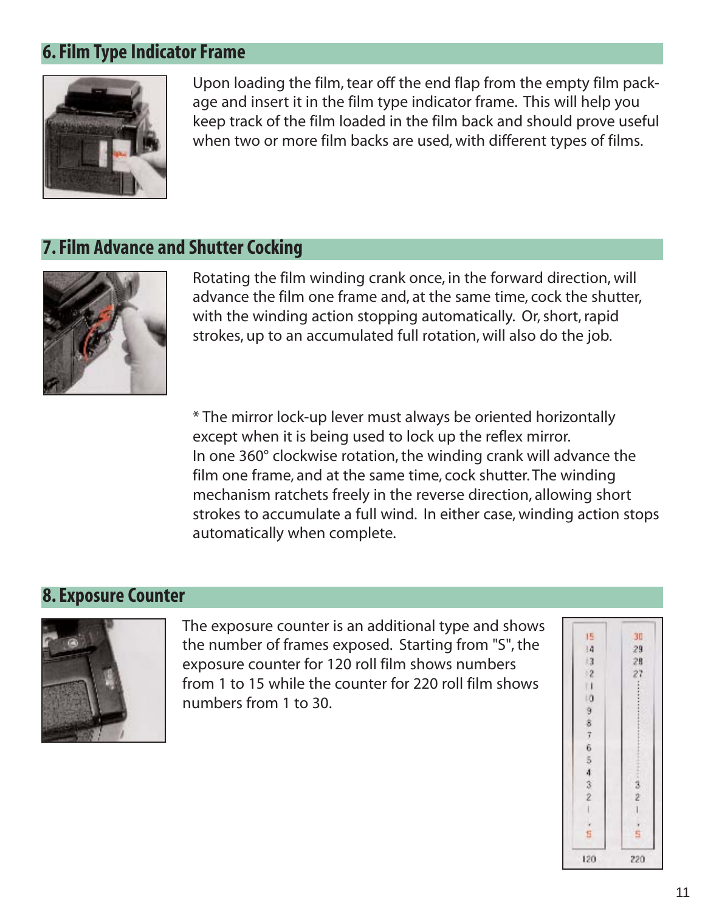## 6. Film Type Indicator Frame

Upon loading the film, tear off the end flap from the empty film package and insert it in the film type indicator frame. This will help you keep track of the film loaded in the film back and should prove useful when two or more film backs are used, with different types of films.

## 7. Film Advance and Shutter Cocking

Rotating the film winding crank once, in the forward direction, will advance the film one frame and, at the same time, cock the shutter, with the winding action stopping automatically. Or, short, rapid strokes, up to an accumulated full rotation, will also do the job.

* The mirror lock-up lever must always be oriented horizontally except when it is being used to lock up the reflex mirror.
In one 360° clockwise rotation, the winding crank will advance the film one frame, and at the same time, cock shutter. The winding mechanism ratchets freely in the reverse direction, allowing short strokes to accumulate a full wind. In either case, winding action stops automatically when complete.

## 8. Exposure Counter

The exposure counter is an additional type and shows the number of frames exposed. Starting from "S", the exposure counter for 120 roll film shows numbers from 1 to 15 while the counter for 220 roll film shows numbers from 1 to 30.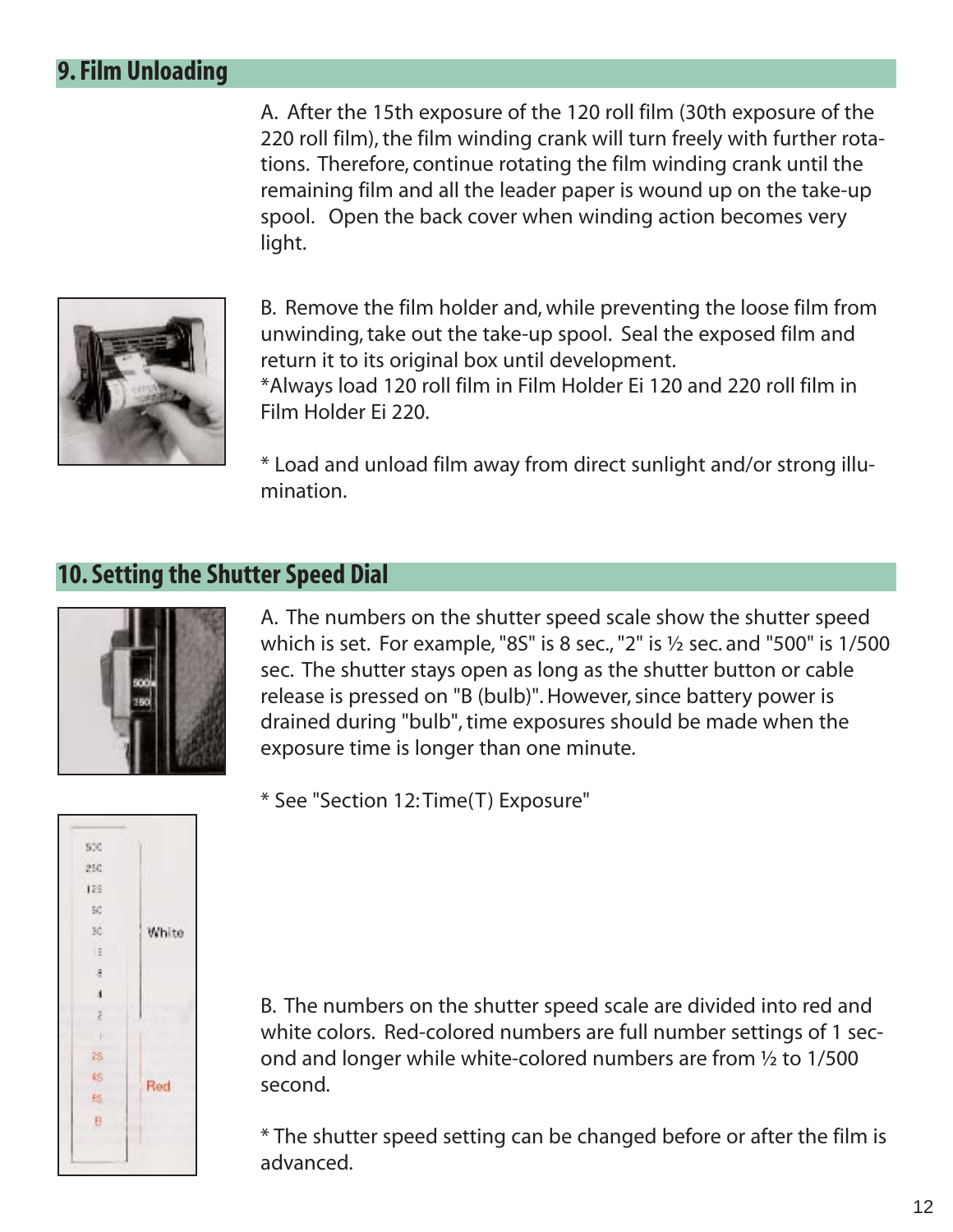## 9. Film Unloading

A. After the 15th exposure of the 120 roll film (30th exposure of the 220 roll film), the film winding crank will turn freely with further rotations. Therefore, continue rotating the film winding crank until the remaining film and all the leader paper is wound up on the take-up spool. Open the back cover when winding action becomes very light.

B. Remove the film holder and, while preventing the loose film from unwinding, take out the take-up spool. Seal the exposed film and return it to its original box until development.
*Always load 120 roll film in Film Holder Ei 120 and 220 roll film in Film Holder Ei 220.

* Load and unload film away from direct sunlight and/or strong illumination.

## 10. Setting the Shutter Speed Dial

A. The numbers on the shutter speed scale show the shutter speed which is set. For example, "8S" is 8 sec., "2" is ½ sec. and "500" is 1/500 sec. The shutter stays open as long as the shutter button or cable release is pressed on "B (bulb)". However, since battery power is drained during "bulb", time exposures should be made when the exposure time is longer than one minute.

* See "Section 12: Time(T) Exposure"

White

Red

B. The numbers on the shutter speed scale are divided into red and white colors. Red-colored numbers are full number settings of 1 second and longer while white-colored numbers are from ½ to 1/500 second.

* The shutter speed setting can be changed before or after the film is advanced.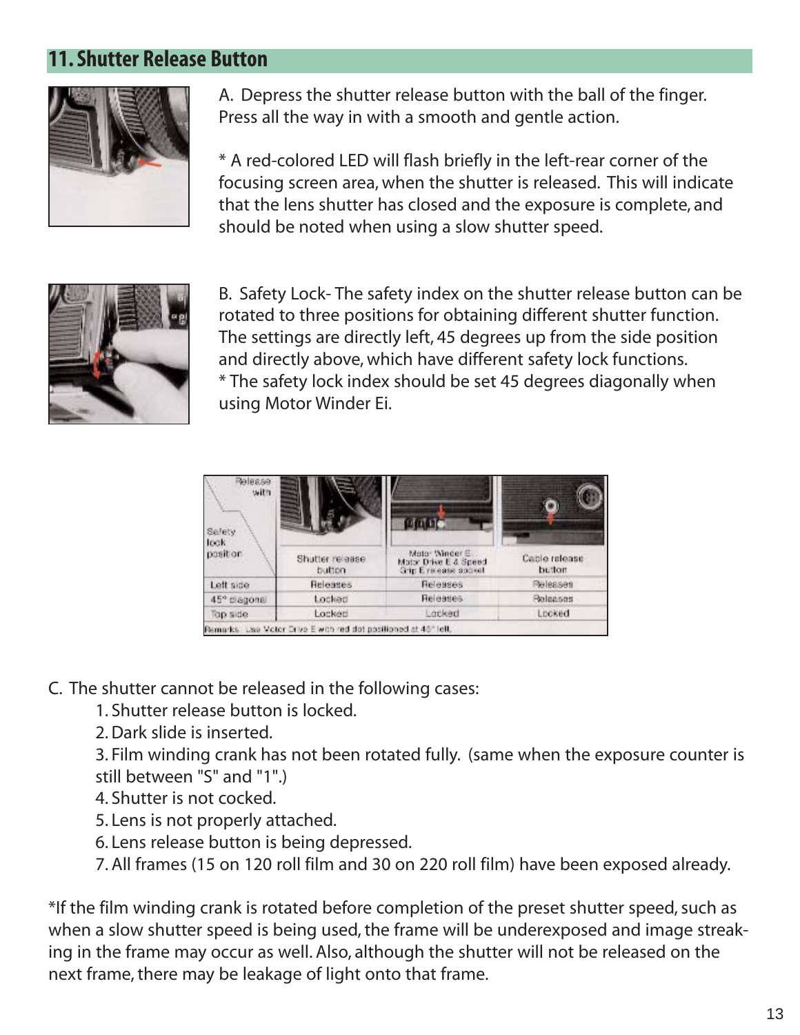## 11. Shutter Release Button

A. Depress the shutter release button with the ball of the finger. Press all the way in with a smooth and gentle action.

* A red-colored LED will flash briefly in the left-rear corner of the focusing screen area, when the shutter is released. This will indicate that the lens shutter has closed and the exposure is complete, and should be noted when using a slow shutter speed.

B. Safety Lock- The safety index on the shutter release button can be rotated to three positions for obtaining different shutter function. The settings are directly left, 45 degrees up from the side position and directly above, which have different safety lock functions.
* The safety lock index should be set 45 degrees diagonally when using Motor Winder Ei.

| Safety lock position / Release with | Shutter release button | Motor Winder E, Motor Drive E & Speed Grip E release socket | Cable release button |
|---|---|---|---|
| Left side | Releases | Releases | Releases |
| 45° diagonal | Locked | Releases | Releases |
| Top side | Locked | Locked | Locked |

Remarks: Use Motor Drive E with red dot positioned at 45° left.

C. The shutter cannot be released in the following cases:

1. Shutter release button is locked.
2. Dark slide is inserted.
3. Film winding crank has not been rotated fully. (same when the exposure counter is still between "S" and "1".)
4. Shutter is not cocked.
5. Lens is not properly attached.
6. Lens release button is being depressed.
7. All frames (15 on 120 roll film and 30 on 220 roll film) have been exposed already.

*If the film winding crank is rotated before completion of the preset shutter speed, such as when a slow shutter speed is being used, the frame will be underexposed and image streaking in the frame may occur as well. Also, although the shutter will not be released on the next frame, there may be leakage of light onto that frame.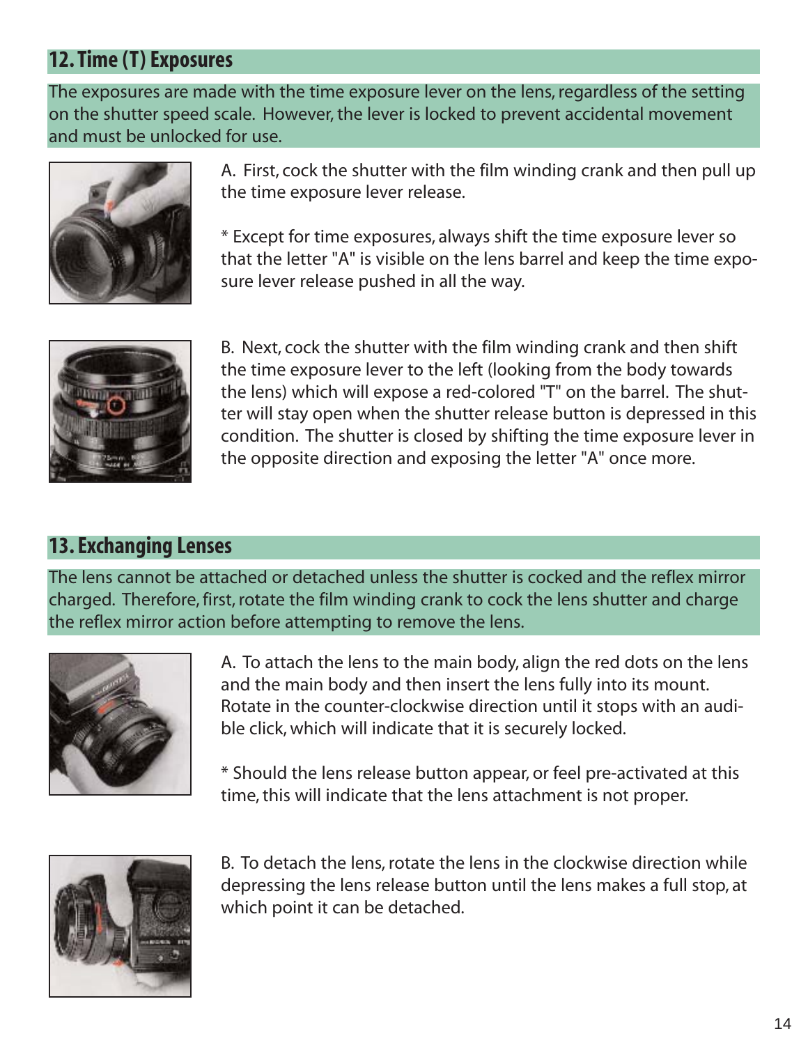## 12. Time (T) Exposures

The exposures are made with the time exposure lever on the lens, regardless of the setting on the shutter speed scale. However, the lever is locked to prevent accidental movement and must be unlocked for use.

A. First, cock the shutter with the film winding crank and then pull up the time exposure lever release.

* Except for time exposures, always shift the time exposure lever so that the letter "A" is visible on the lens barrel and keep the time exposure lever release pushed in all the way.

B. Next, cock the shutter with the film winding crank and then shift the time exposure lever to the left (looking from the body towards the lens) which will expose a red-colored "T" on the barrel. The shutter will stay open when the shutter release button is depressed in this condition. The shutter is closed by shifting the time exposure lever in the opposite direction and exposing the letter "A" once more.

## 13. Exchanging Lenses

The lens cannot be attached or detached unless the shutter is cocked and the reflex mirror charged. Therefore, first, rotate the film winding crank to cock the lens shutter and charge the reflex mirror action before attempting to remove the lens.

A. To attach the lens to the main body, align the red dots on the lens and the main body and then insert the lens fully into its mount. Rotate in the counter-clockwise direction until it stops with an audible click, which will indicate that it is securely locked.

* Should the lens release button appear, or feel pre-activated at this time, this will indicate that the lens attachment is not proper.

B. To detach the lens, rotate the lens in the clockwise direction while depressing the lens release button until the lens makes a full stop, at which point it can be detached.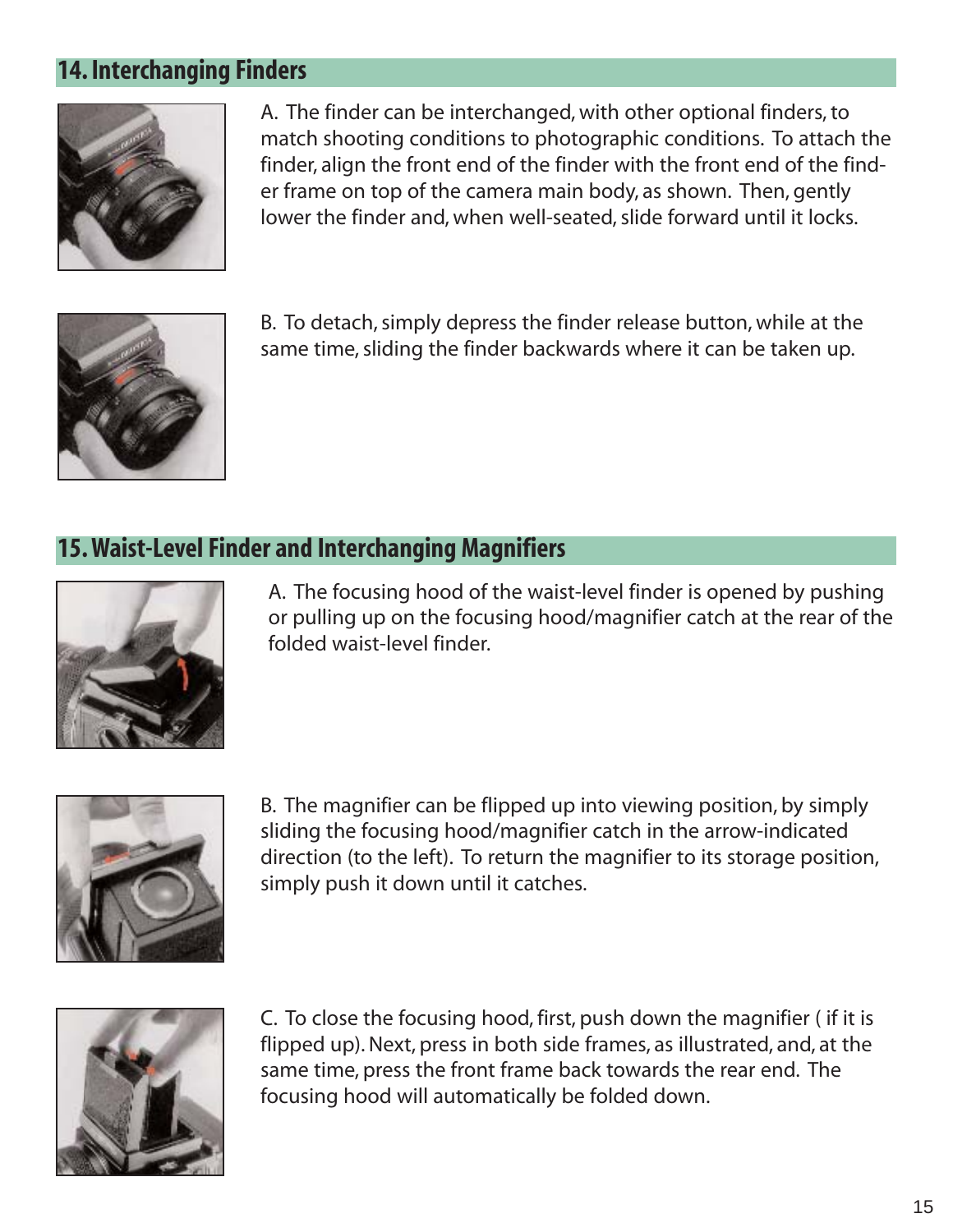## 14. Interchanging Finders

A. The finder can be interchanged, with other optional finders, to match shooting conditions to photographic conditions. To attach the finder, align the front end of the finder with the front end of the finder frame on top of the camera main body, as shown. Then, gently lower the finder and, when well-seated, slide forward until it locks.

B. To detach, simply depress the finder release button, while at the same time, sliding the finder backwards where it can be taken up.

## 15. Waist-Level Finder and Interchanging Magnifiers

A. The focusing hood of the waist-level finder is opened by pushing or pulling up on the focusing hood/magnifier catch at the rear of the folded waist-level finder.

B. The magnifier can be flipped up into viewing position, by simply sliding the focusing hood/magnifier catch in the arrow-indicated direction (to the left). To return the magnifier to its storage position, simply push it down until it catches.

C. To close the focusing hood, first, push down the magnifier ( if it is flipped up). Next, press in both side frames, as illustrated, and, at the same time, press the front frame back towards the rear end. The focusing hood will automatically be folded down.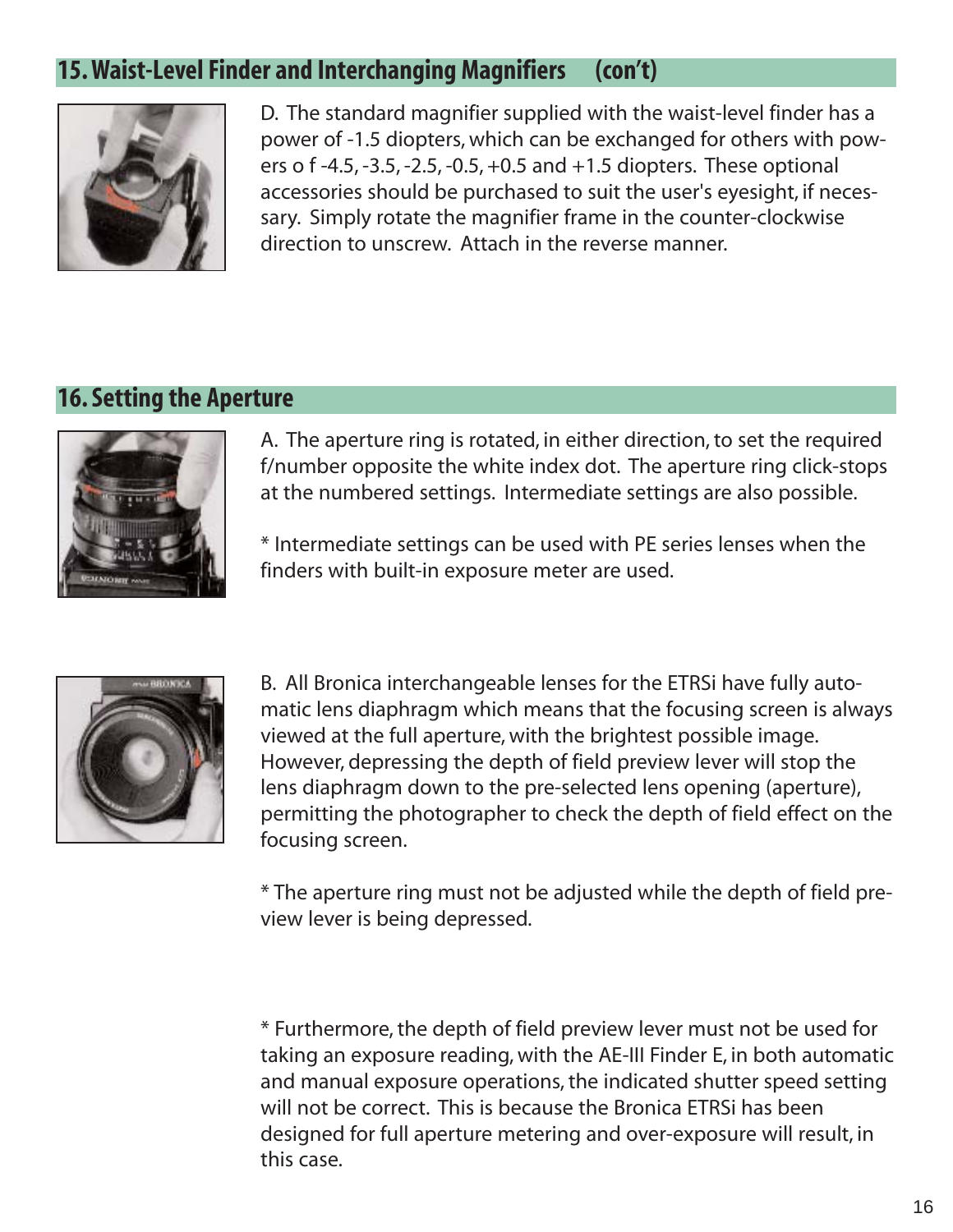## 15. Waist-Level Finder and Interchanging Magnifiers (con't)

D. The standard magnifier supplied with the waist-level finder has a power of -1.5 diopters, which can be exchanged for others with powers o f -4.5, -3.5, -2.5, -0.5, +0.5 and +1.5 diopters. These optional accessories should be purchased to suit the user's eyesight, if necessary. Simply rotate the magnifier frame in the counter-clockwise direction to unscrew. Attach in the reverse manner.

## 16. Setting the Aperture

A. The aperture ring is rotated, in either direction, to set the required f/number opposite the white index dot. The aperture ring click-stops at the numbered settings. Intermediate settings are also possible.

* Intermediate settings can be used with PE series lenses when the finders with built-in exposure meter are used.

B. All Bronica interchangeable lenses for the ETRSi have fully automatic lens diaphragm which means that the focusing screen is always viewed at the full aperture, with the brightest possible image. However, depressing the depth of field preview lever will stop the lens diaphragm down to the pre-selected lens opening (aperture), permitting the photographer to check the depth of field effect on the focusing screen.

* The aperture ring must not be adjusted while the depth of field preview lever is being depressed.

* Furthermore, the depth of field preview lever must not be used for taking an exposure reading, with the AE-III Finder E, in both automatic and manual exposure operations, the indicated shutter speed setting will not be correct. This is because the Bronica ETRSi has been designed for full aperture metering and over-exposure will result, in this case.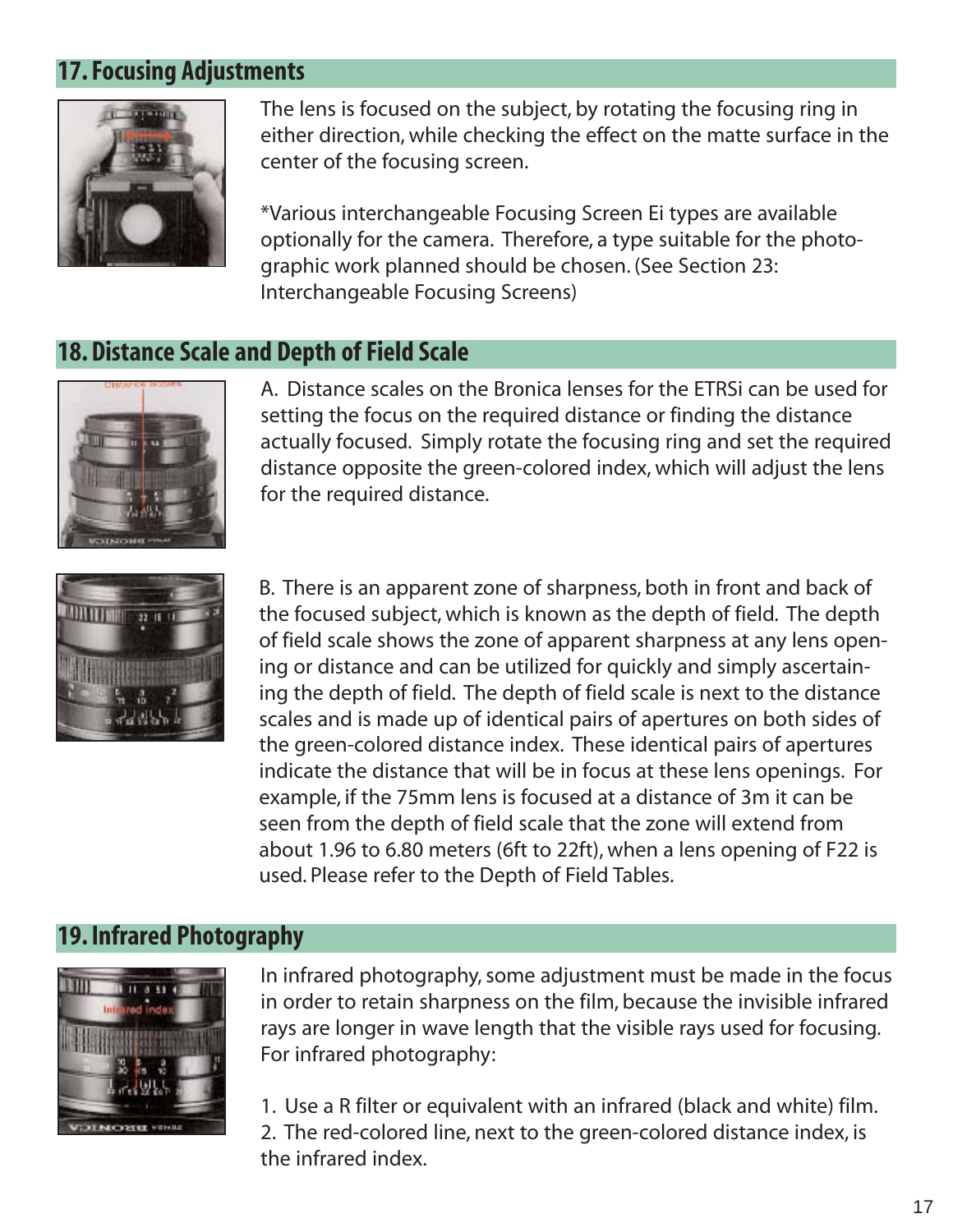## 17. Focusing Adjustments

The lens is focused on the subject, by rotating the focusing ring in either direction, while checking the effect on the matte surface in the center of the focusing screen.

*Various interchangeable Focusing Screen Ei types are available optionally for the camera. Therefore, a type suitable for the photographic work planned should be chosen. (See Section 23: Interchangeable Focusing Screens)

## 18. Distance Scale and Depth of Field Scale

A. Distance scales on the Bronica lenses for the ETRSi can be used for setting the focus on the required distance or finding the distance actually focused. Simply rotate the focusing ring and set the required distance opposite the green-colored index, which will adjust the lens for the required distance.

B. There is an apparent zone of sharpness, both in front and back of the focused subject, which is known as the depth of field. The depth of field scale shows the zone of apparent sharpness at any lens opening or distance and can be utilized for quickly and simply ascertaining the depth of field. The depth of field scale is next to the distance scales and is made up of identical pairs of apertures on both sides of the green-colored distance index. These identical pairs of apertures indicate the distance that will be in focus at these lens openings. For example, if the 75mm lens is focused at a distance of 3m it can be seen from the depth of field scale that the zone will extend from about 1.96 to 6.80 meters (6ft to 22ft), when a lens opening of F22 is used. Please refer to the Depth of Field Tables.

## 19. Infrared Photography

In infrared photography, some adjustment must be made in the focus in order to retain sharpness on the film, because the invisible infrared rays are longer in wave length that the visible rays used for focusing. For infrared photography:

1. Use a R filter or equivalent with an infrared (black and white) film.
2. The red-colored line, next to the green-colored distance index, is the infrared index.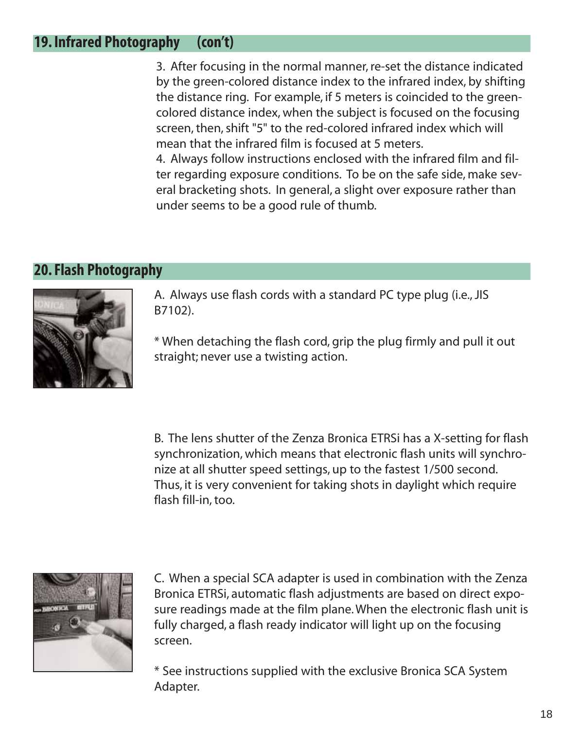## 19. Infrared Photography (con't)

3. After focusing in the normal manner, re-set the distance indicated by the green-colored distance index to the infrared index, by shifting the distance ring. For example, if 5 meters is coincided to the green-colored distance index, when the subject is focused on the focusing screen, then, shift "5" to the red-colored infrared index which will mean that the infrared film is focused at 5 meters.

4. Always follow instructions enclosed with the infrared film and filter regarding exposure conditions. To be on the safe side, make several bracketing shots. In general, a slight over exposure rather than under seems to be a good rule of thumb.

## 20. Flash Photography

A. Always use flash cords with a standard PC type plug (i.e., JIS B7102).

* When detaching the flash cord, grip the plug firmly and pull it out straight; never use a twisting action.

B. The lens shutter of the Zenza Bronica ETRSi has a X-setting for flash synchronization, which means that electronic flash units will synchronize at all shutter speed settings, up to the fastest 1/500 second. Thus, it is very convenient for taking shots in daylight which require flash fill-in, too.

C. When a special SCA adapter is used in combination with the Zenza Bronica ETRSi, automatic flash adjustments are based on direct exposure readings made at the film plane. When the electronic flash unit is fully charged, a flash ready indicator will light up on the focusing screen.

* See instructions supplied with the exclusive Bronica SCA System Adapter.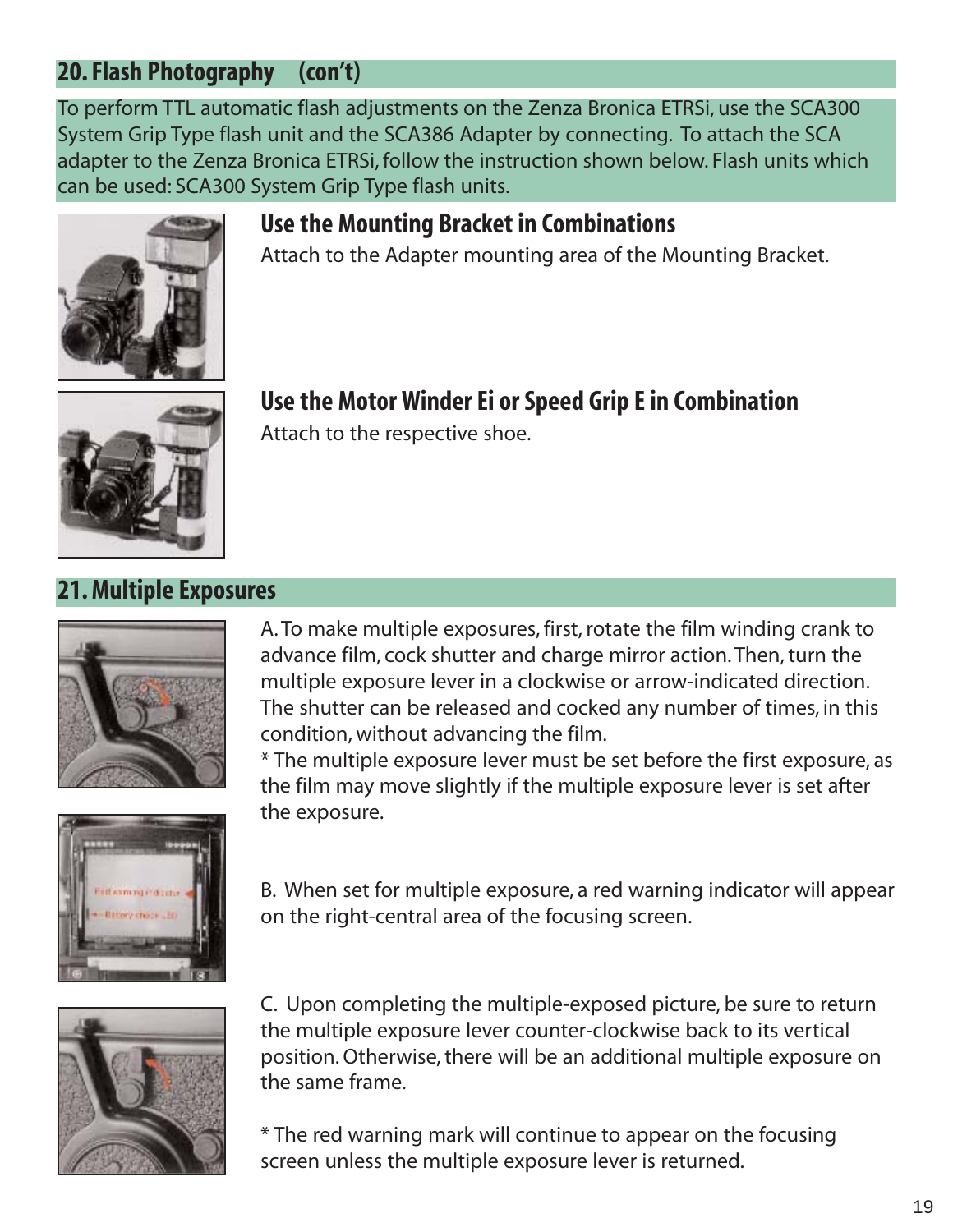## 20. Flash Photography (con't)

To perform TTL automatic flash adjustments on the Zenza Bronica ETRSi, use the SCA300 System Grip Type flash unit and the SCA386 Adapter by connecting. To attach the SCA adapter to the Zenza Bronica ETRSi, follow the instruction shown below. Flash units which can be used: SCA300 System Grip Type flash units.

### Use the Mounting Bracket in Combinations

Attach to the Adapter mounting area of the Mounting Bracket.

### Use the Motor Winder Ei or Speed Grip E in Combination

Attach to the respective shoe.

## 21. Multiple Exposures

A. To make multiple exposures, first, rotate the film winding crank to advance film, cock shutter and charge mirror action. Then, turn the multiple exposure lever in a clockwise or arrow-indicated direction. The shutter can be released and cocked any number of times, in this condition, without advancing the film.

* The multiple exposure lever must be set before the first exposure, as the film may move slightly if the multiple exposure lever is set after the exposure.

B. When set for multiple exposure, a red warning indicator will appear on the right-central area of the focusing screen.

C. Upon completing the multiple-exposed picture, be sure to return the multiple exposure lever counter-clockwise back to its vertical position. Otherwise, there will be an additional multiple exposure on the same frame.

* The red warning mark will continue to appear on the focusing screen unless the multiple exposure lever is returned.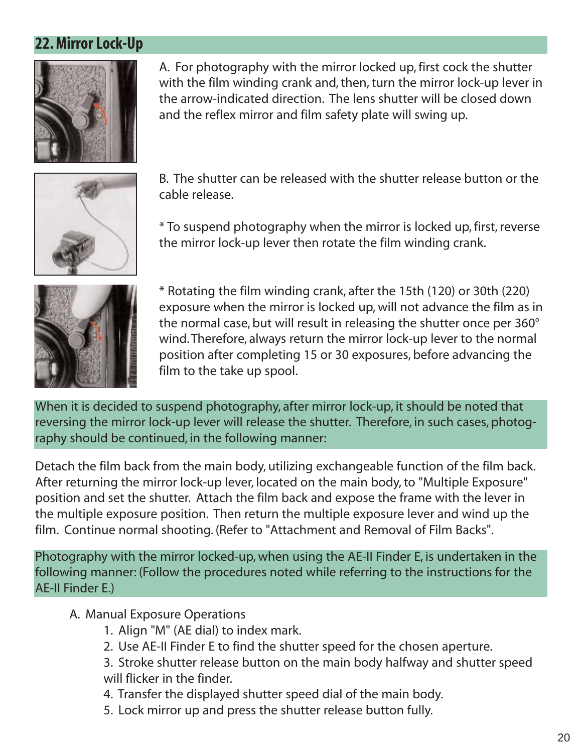## 22. Mirror Lock-Up

A. For photography with the mirror locked up, first cock the shutter with the film winding crank and, then, turn the mirror lock-up lever in the arrow-indicated direction. The lens shutter will be closed down and the reflex mirror and film safety plate will swing up.

B. The shutter can be released with the shutter release button or the cable release.

* To suspend photography when the mirror is locked up, first, reverse the mirror lock-up lever then rotate the film winding crank.

* Rotating the film winding crank, after the 15th (120) or 30th (220) exposure when the mirror is locked up, will not advance the film as in the normal case, but will result in releasing the shutter once per 360° wind. Therefore, always return the mirror lock-up lever to the normal position after completing 15 or 30 exposures, before advancing the film to the take up spool.

When it is decided to suspend photography, after mirror lock-up, it should be noted that reversing the mirror lock-up lever will release the shutter. Therefore, in such cases, photography should be continued, in the following manner:

Detach the film back from the main body, utilizing exchangeable function of the film back. After returning the mirror lock-up lever, located on the main body, to "Multiple Exposure" position and set the shutter. Attach the film back and expose the frame with the lever in the multiple exposure position. Then return the multiple exposure lever and wind up the film. Continue normal shooting. (Refer to "Attachment and Removal of Film Backs".

Photography with the mirror locked-up, when using the AE-II Finder E, is undertaken in the following manner: (Follow the procedures noted while referring to the instructions for the AE-II Finder E.)

A. Manual Exposure Operations

1. Align "M" (AE dial) to index mark.
2. Use AE-II Finder E to find the shutter speed for the chosen aperture.
3. Stroke shutter release button on the main body halfway and shutter speed will flicker in the finder.
4. Transfer the displayed shutter speed dial of the main body.
5. Lock mirror up and press the shutter release button fully.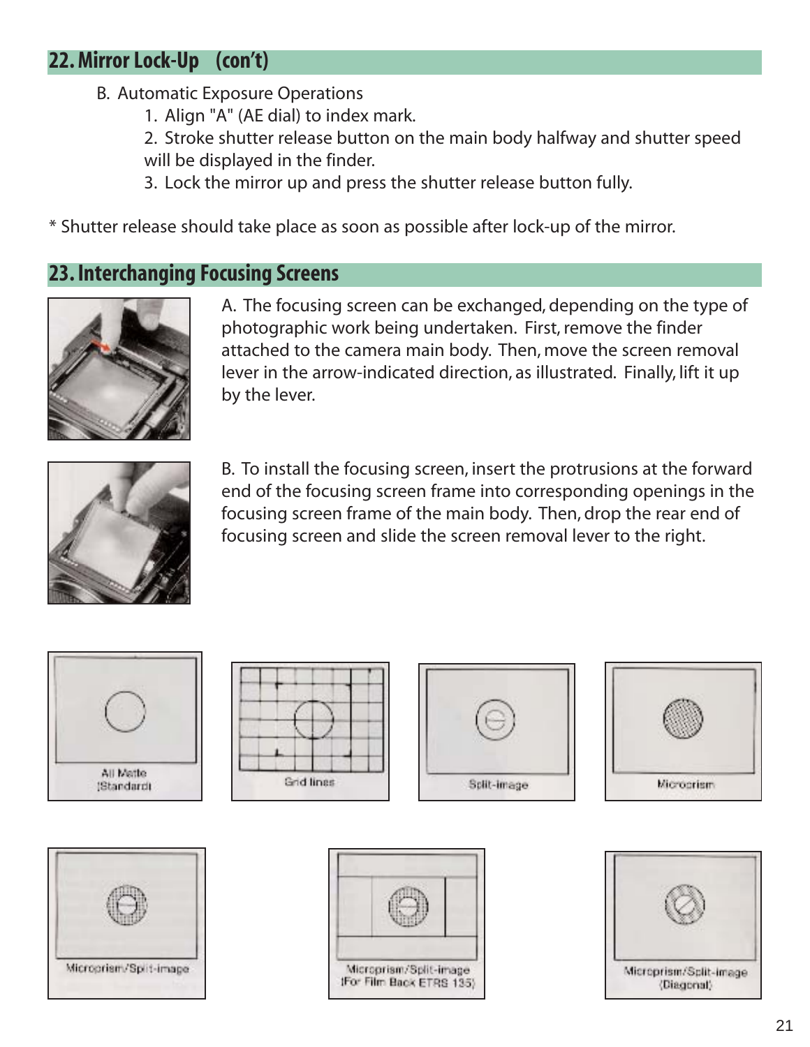## 22. Mirror Lock-Up (con't)

B. Automatic Exposure Operations

1. Align "A" (AE dial) to index mark.
2. Stroke shutter release button on the main body halfway and shutter speed will be displayed in the finder.
3. Lock the mirror up and press the shutter release button fully.

* Shutter release should take place as soon as possible after lock-up of the mirror.

## 23. Interchanging Focusing Screens

A. The focusing screen can be exchanged, depending on the type of photographic work being undertaken. First, remove the finder attached to the camera main body. Then, move the screen removal lever in the arrow-indicated direction, as illustrated. Finally, lift it up by the lever.

B. To install the focusing screen, insert the protrusions at the forward end of the focusing screen frame into corresponding openings in the focusing screen frame of the main body. Then, drop the rear end of focusing screen and slide the screen removal lever to the right.

All Matte (Standard)

Grid lines

Split-image

Microprism

Microprism/Split-image

Microprism/Split-image (For Film Back ETRS 135)

Microprism/Split-image (Diagonal)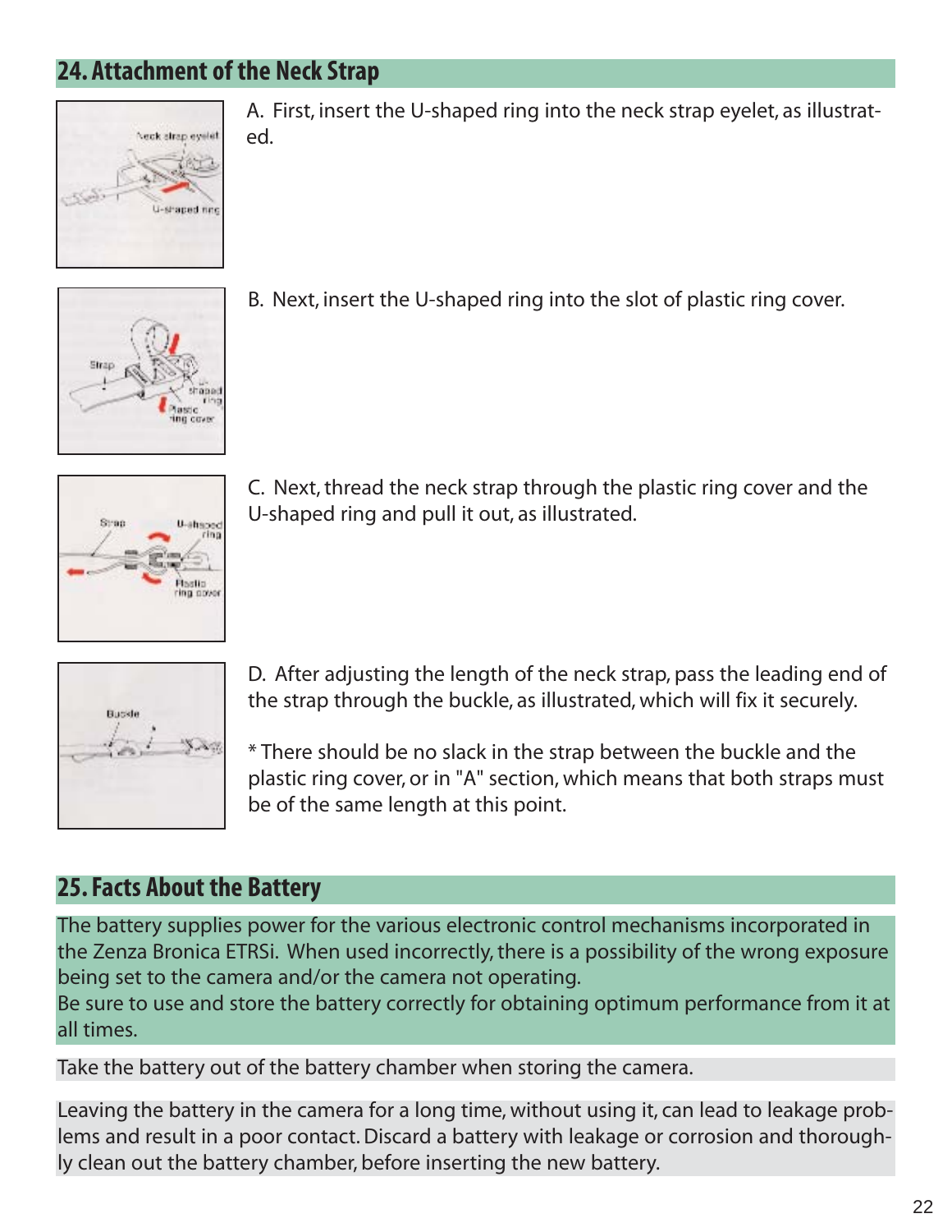## 24. Attachment of the Neck Strap

A. First, insert the U-shaped ring into the neck strap eyelet, as illustrated.

B. Next, insert the U-shaped ring into the slot of plastic ring cover.

C. Next, thread the neck strap through the plastic ring cover and the U-shaped ring and pull it out, as illustrated.

D. After adjusting the length of the neck strap, pass the leading end of the strap through the buckle, as illustrated, which will fix it securely.

* There should be no slack in the strap between the buckle and the plastic ring cover, or in "A" section, which means that both straps must be of the same length at this point.

## 25. Facts About the Battery

The battery supplies power for the various electronic control mechanisms incorporated in the Zenza Bronica ETRSi. When used incorrectly, there is a possibility of the wrong exposure being set to the camera and/or the camera not operating.
Be sure to use and store the battery correctly for obtaining optimum performance from it at all times.

Take the battery out of the battery chamber when storing the camera.

Leaving the battery in the camera for a long time, without using it, can lead to leakage problems and result in a poor contact. Discard a battery with leakage or corrosion and thoroughly clean out the battery chamber, before inserting the new battery.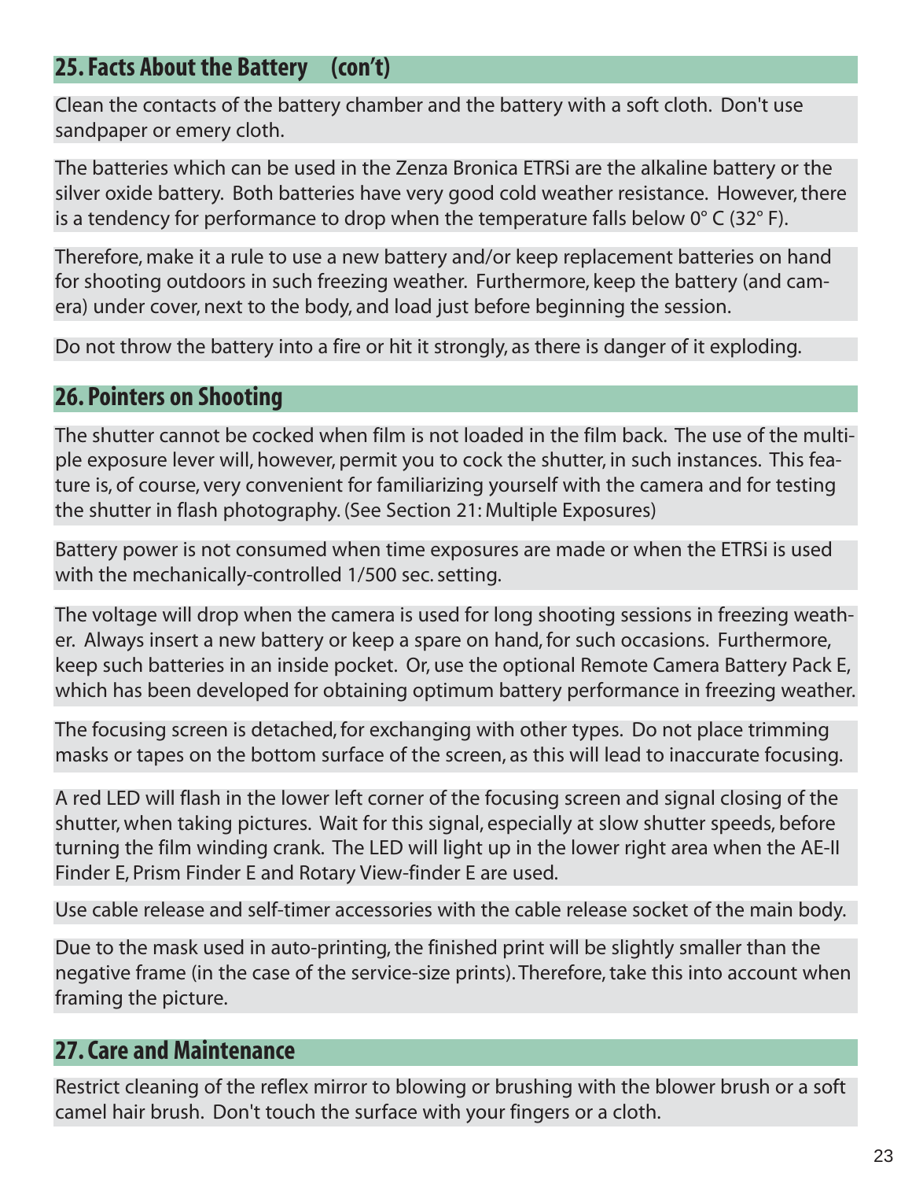## 25. Facts About the Battery (con't)

Clean the contacts of the battery chamber and the battery with a soft cloth. Don't use sandpaper or emery cloth.

The batteries which can be used in the Zenza Bronica ETRSi are the alkaline battery or the silver oxide battery. Both batteries have very good cold weather resistance. However, there is a tendency for performance to drop when the temperature falls below 0° C (32° F).

Therefore, make it a rule to use a new battery and/or keep replacement batteries on hand for shooting outdoors in such freezing weather. Furthermore, keep the battery (and camera) under cover, next to the body, and load just before beginning the session.

Do not throw the battery into a fire or hit it strongly, as there is danger of it exploding.

## 26. Pointers on Shooting

The shutter cannot be cocked when film is not loaded in the film back. The use of the multiple exposure lever will, however, permit you to cock the shutter, in such instances. This feature is, of course, very convenient for familiarizing yourself with the camera and for testing the shutter in flash photography. (See Section 21: Multiple Exposures)

Battery power is not consumed when time exposures are made or when the ETRSi is used with the mechanically-controlled 1/500 sec. setting.

The voltage will drop when the camera is used for long shooting sessions in freezing weather. Always insert a new battery or keep a spare on hand, for such occasions. Furthermore, keep such batteries in an inside pocket. Or, use the optional Remote Camera Battery Pack E, which has been developed for obtaining optimum battery performance in freezing weather.

The focusing screen is detached, for exchanging with other types. Do not place trimming masks or tapes on the bottom surface of the screen, as this will lead to inaccurate focusing.

A red LED will flash in the lower left corner of the focusing screen and signal closing of the shutter, when taking pictures. Wait for this signal, especially at slow shutter speeds, before turning the film winding crank. The LED will light up in the lower right area when the AE-II Finder E, Prism Finder E and Rotary View-finder E are used.

Use cable release and self-timer accessories with the cable release socket of the main body.

Due to the mask used in auto-printing, the finished print will be slightly smaller than the negative frame (in the case of the service-size prints). Therefore, take this into account when framing the picture.

## 27. Care and Maintenance

Restrict cleaning of the reflex mirror to blowing or brushing with the blower brush or a soft camel hair brush. Don't touch the surface with your fingers or a cloth.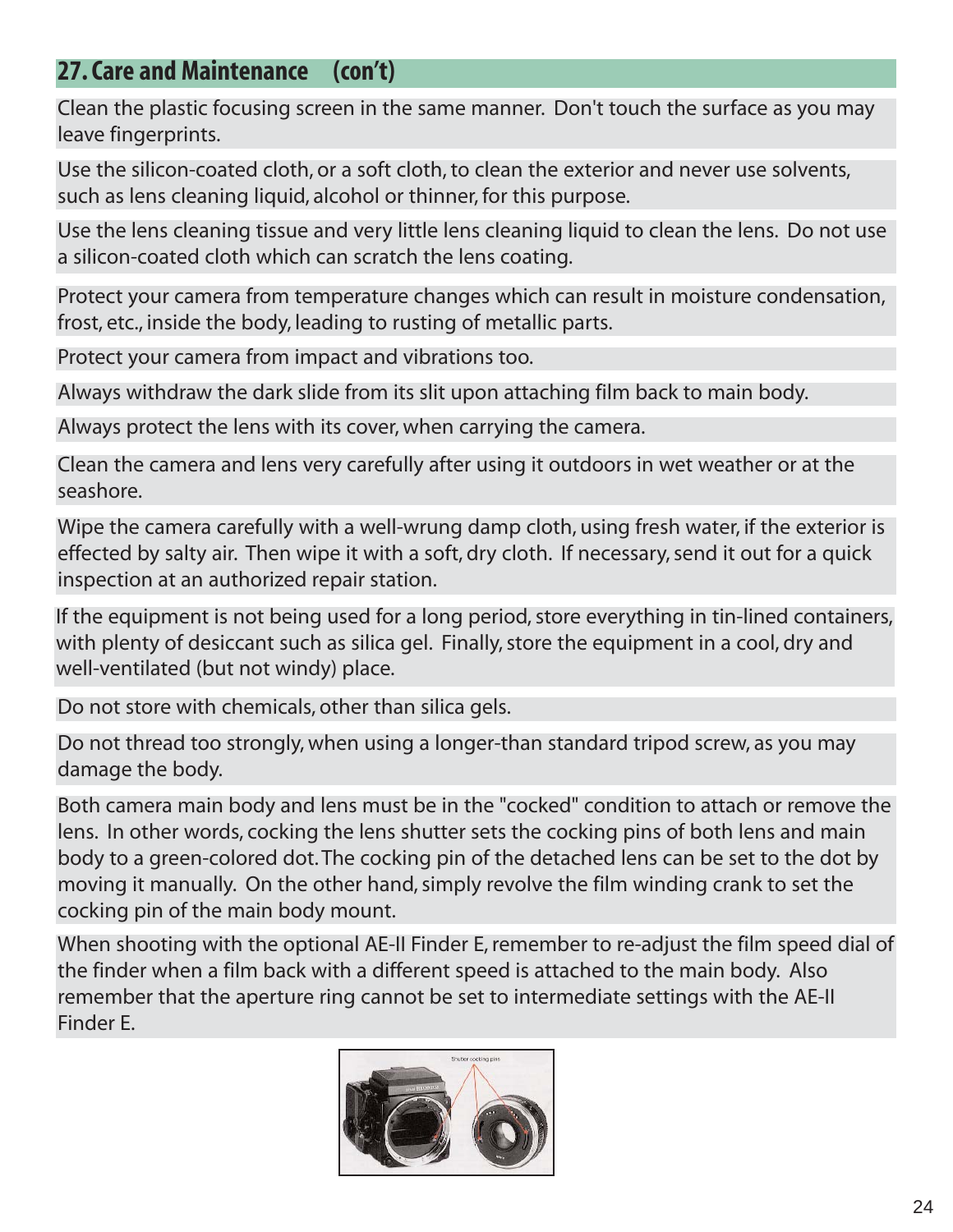## 27. Care and Maintenance (con't)

Clean the plastic focusing screen in the same manner. Don't touch the surface as you may leave fingerprints.

Use the silicon-coated cloth, or a soft cloth, to clean the exterior and never use solvents, such as lens cleaning liquid, alcohol or thinner, for this purpose.

Use the lens cleaning tissue and very little lens cleaning liquid to clean the lens. Do not use a silicon-coated cloth which can scratch the lens coating.

Protect your camera from temperature changes which can result in moisture condensation, frost, etc., inside the body, leading to rusting of metallic parts.

Protect your camera from impact and vibrations too.

Always withdraw the dark slide from its slit upon attaching film back to main body.

Always protect the lens with its cover, when carrying the camera.

Clean the camera and lens very carefully after using it outdoors in wet weather or at the seashore.

Wipe the camera carefully with a well-wrung damp cloth, using fresh water, if the exterior is effected by salty air. Then wipe it with a soft, dry cloth. If necessary, send it out for a quick inspection at an authorized repair station.

If the equipment is not being used for a long period, store everything in tin-lined containers, with plenty of desiccant such as silica gel. Finally, store the equipment in a cool, dry and well-ventilated (but not windy) place.

Do not store with chemicals, other than silica gels.

Do not thread too strongly, when using a longer-than standard tripod screw, as you may damage the body.

Both camera main body and lens must be in the "cocked" condition to attach or remove the lens. In other words, cocking the lens shutter sets the cocking pins of both lens and main body to a green-colored dot. The cocking pin of the detached lens can be set to the dot by moving it manually. On the other hand, simply revolve the film winding crank to set the cocking pin of the main body mount.

When shooting with the optional AE-II Finder E, remember to re-adjust the film speed dial of the finder when a film back with a different speed is attached to the main body. Also remember that the aperture ring cannot be set to intermediate settings with the AE-II Finder E.

Shutter cocking pins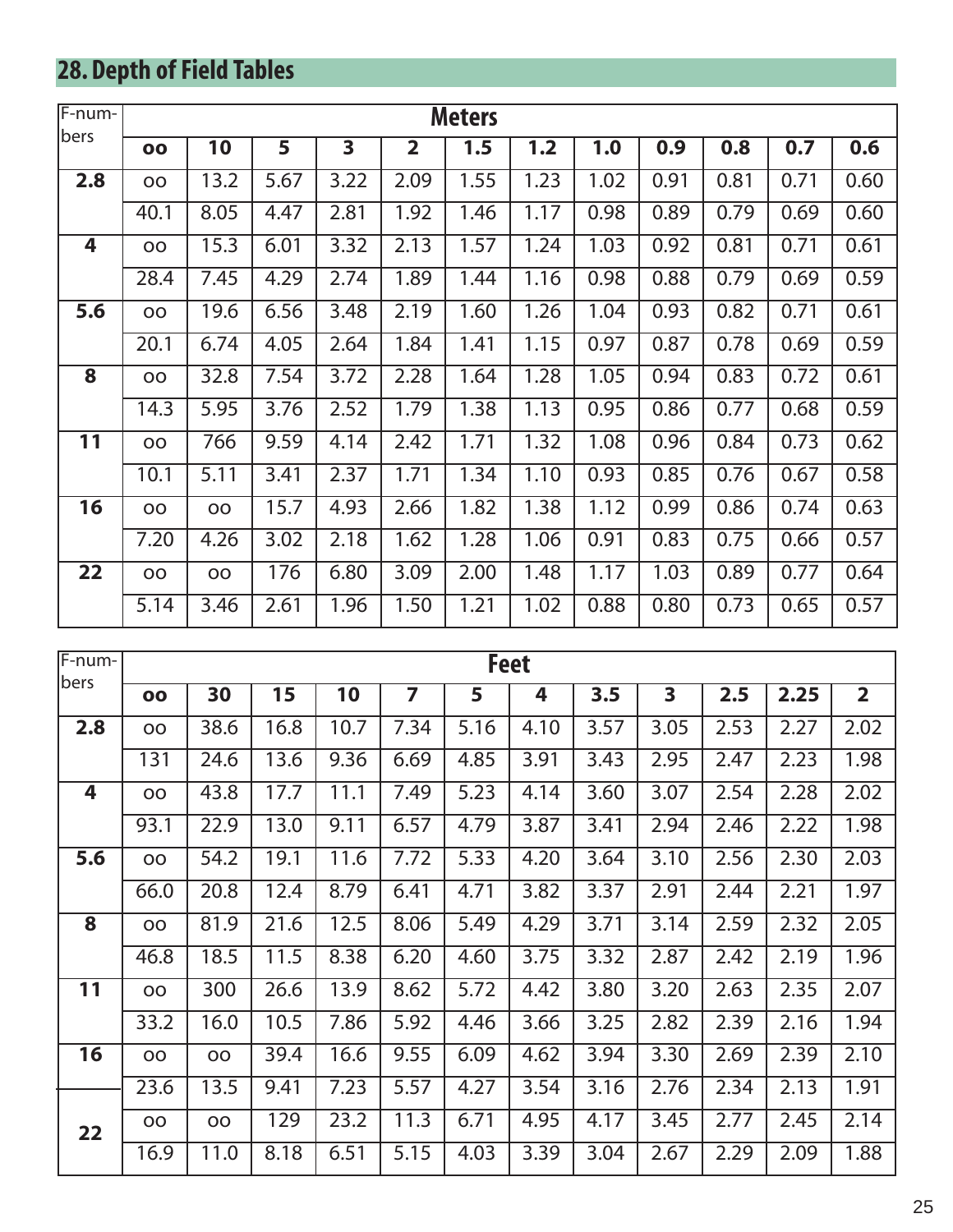## 28. Depth of Field Tables

| F-numbers | Meters | | | | | | | | | | | |
|---|---|---|---|---|---|---|---|---|---|---|---|---|
| | **oo** | **10** | **5** | **3** | **2** | **1.5** | **1.2** | **1.0** | **0.9** | **0.8** | **0.7** | **0.6** |
| **2.8** | oo | 13.2 | 5.67 | 3.22 | 2.09 | 1.55 | 1.23 | 1.02 | 0.91 | 0.81 | 0.71 | 0.60 |
| | 40.1 | 8.05 | 4.47 | 2.81 | 1.92 | 1.46 | 1.17 | 0.98 | 0.89 | 0.79 | 0.69 | 0.60 |
| **4** | oo | 15.3 | 6.01 | 3.32 | 2.13 | 1.57 | 1.24 | 1.03 | 0.92 | 0.81 | 0.71 | 0.61 |
| | 28.4 | 7.45 | 4.29 | 2.74 | 1.89 | 1.44 | 1.16 | 0.98 | 0.88 | 0.79 | 0.69 | 0.59 |
| **5.6** | oo | 19.6 | 6.56 | 3.48 | 2.19 | 1.60 | 1.26 | 1.04 | 0.93 | 0.82 | 0.71 | 0.61 |
| | 20.1 | 6.74 | 4.05 | 2.64 | 1.84 | 1.41 | 1.15 | 0.97 | 0.87 | 0.78 | 0.69 | 0.59 |
| **8** | oo | 32.8 | 7.54 | 3.72 | 2.28 | 1.64 | 1.28 | 1.05 | 0.94 | 0.83 | 0.72 | 0.61 |
| | 14.3 | 5.95 | 3.76 | 2.52 | 1.79 | 1.38 | 1.13 | 0.95 | 0.86 | 0.77 | 0.68 | 0.59 |
| **11** | oo | 766 | 9.59 | 4.14 | 2.42 | 1.71 | 1.32 | 1.08 | 0.96 | 0.84 | 0.73 | 0.62 |
| | 10.1 | 5.11 | 3.41 | 2.37 | 1.71 | 1.34 | 1.10 | 0.93 | 0.85 | 0.76 | 0.67 | 0.58 |
| **16** | oo | oo | 15.7 | 4.93 | 2.66 | 1.82 | 1.38 | 1.12 | 0.99 | 0.86 | 0.74 | 0.63 |
| | 7.20 | 4.26 | 3.02 | 2.18 | 1.62 | 1.28 | 1.06 | 0.91 | 0.83 | 0.75 | 0.66 | 0.57 |
| **22** | oo | oo | 176 | 6.80 | 3.09 | 2.00 | 1.48 | 1.17 | 1.03 | 0.89 | 0.77 | 0.64 |
| | 5.14 | 3.46 | 2.61 | 1.96 | 1.50 | 1.21 | 1.02 | 0.88 | 0.80 | 0.73 | 0.65 | 0.57 |

| F-numbers | Feet | | | | | | | | | | | |
|---|---|---|---|---|---|---|---|---|---|---|---|---|
| | **oo** | **30** | **15** | **10** | **7** | **5** | **4** | **3.5** | **3** | **2.5** | **2.25** | **2** |
| **2.8** | oo | 38.6 | 16.8 | 10.7 | 7.34 | 5.16 | 4.10 | 3.57 | 3.05 | 2.53 | 2.27 | 2.02 |
| | 131 | 24.6 | 13.6 | 9.36 | 6.69 | 4.85 | 3.91 | 3.43 | 2.95 | 2.47 | 2.23 | 1.98 |
| **4** | oo | 43.8 | 17.7 | 11.1 | 7.49 | 5.23 | 4.14 | 3.60 | 3.07 | 2.54 | 2.28 | 2.02 |
| | 93.1 | 22.9 | 13.0 | 9.11 | 6.57 | 4.79 | 3.87 | 3.41 | 2.94 | 2.46 | 2.22 | 1.98 |
| **5.6** | oo | 54.2 | 19.1 | 11.6 | 7.72 | 5.33 | 4.20 | 3.64 | 3.10 | 2.56 | 2.30 | 2.03 |
| | 66.0 | 20.8 | 12.4 | 8.79 | 6.41 | 4.71 | 3.82 | 3.37 | 2.91 | 2.44 | 2.21 | 1.97 |
| **8** | oo | 81.9 | 21.6 | 12.5 | 8.06 | 5.49 | 4.29 | 3.71 | 3.14 | 2.59 | 2.32 | 2.05 |
| | 46.8 | 18.5 | 11.5 | 8.38 | 6.20 | 4.60 | 3.75 | 3.32 | 2.87 | 2.42 | 2.19 | 1.96 |
| **11** | oo | 300 | 26.6 | 13.9 | 8.62 | 5.72 | 4.42 | 3.80 | 3.20 | 2.63 | 2.35 | 2.07 |
| | 33.2 | 16.0 | 10.5 | 7.86 | 5.92 | 4.46 | 3.66 | 3.25 | 2.82 | 2.39 | 2.16 | 1.94 |
| **16** | oo | oo | 39.4 | 16.6 | 9.55 | 6.09 | 4.62 | 3.94 | 3.30 | 2.69 | 2.39 | 2.10 |
| | 23.6 | 13.5 | 9.41 | 7.23 | 5.57 | 4.27 | 3.54 | 3.16 | 2.76 | 2.34 | 2.13 | 1.91 |
| **22** | oo | oo | 129 | 23.2 | 11.3 | 6.71 | 4.95 | 4.17 | 3.45 | 2.77 | 2.45 | 2.14 |
| | 16.9 | 11.0 | 8.18 | 6.51 | 5.15 | 4.03 | 3.39 | 3.04 | 2.67 | 2.29 | 2.09 | 1.88 |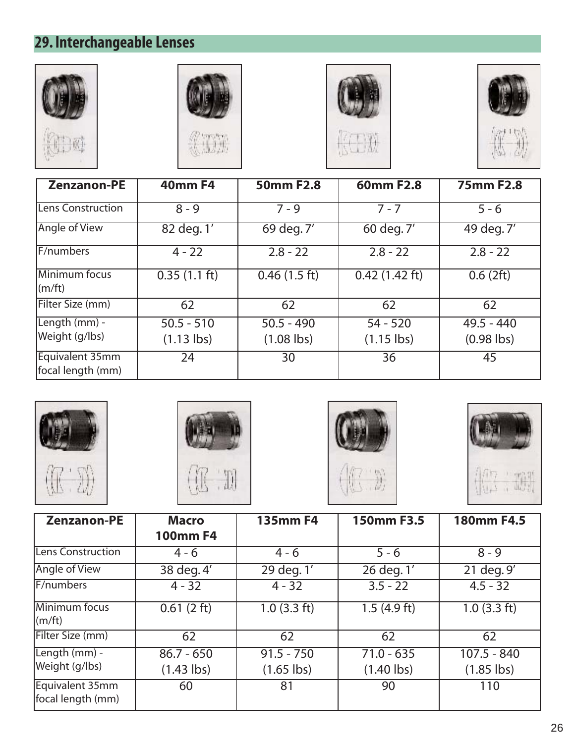## 29. Interchangeable Lenses

| Zenzanon-PE | 40mm F4 | 50mm F2.8 | 60mm F2.8 | 75mm F2.8 |
|---|---|---|---|---|
| Lens Construction | 8 - 9 | 7 - 9 | 7 - 7 | 5 - 6 |
| Angle of View | 82 deg. 1′ | 69 deg. 7′ | 60 deg. 7′ | 49 deg. 7′ |
| F/numbers | 4 - 22 | 2.8 - 22 | 2.8 - 22 | 2.8 - 22 |
| Minimum focus (m/ft) | 0.35 (1.1 ft) | 0.46 (1.5 ft) | 0.42 (1.42 ft) | 0.6 (2ft) |
| Filter Size (mm) | 62 | 62 | 62 | 62 |
| Length (mm) - Weight (g/lbs) | 50.5 - 510 (1.13 lbs) | 50.5 - 490 (1.08 lbs) | 54 - 520 (1.15 lbs) | 49.5 - 440 (0.98 lbs) |
| Equivalent 35mm focal length (mm) | 24 | 30 | 36 | 45 |

| Zenzanon-PE | Macro 100mm F4 | 135mm F4 | 150mm F3.5 | 180mm F4.5 |
|---|---|---|---|---|
| Lens Construction | 4 - 6 | 4 - 6 | 5 - 6 | 8 - 9 |
| Angle of View | 38 deg. 4′ | 29 deg. 1′ | 26 deg. 1′ | 21 deg. 9′ |
| F/numbers | 4 - 32 | 4 - 32 | 3.5 - 22 | 4.5 - 32 |
| Minimum focus (m/ft) | 0.61 (2 ft) | 1.0 (3.3 ft) | 1.5 (4.9 ft) | 1.0 (3.3 ft) |
| Filter Size (mm) | 62 | 62 | 62 | 62 |
| Length (mm) - Weight (g/lbs) | 86.7 - 650 (1.43 lbs) | 91.5 - 750 (1.65 lbs) | 71.0 - 635 (1.40 lbs) | 107.5 - 840 (1.85 lbs) |
| Equivalent 35mm focal length (mm) | 60 | 81 | 90 | 110 |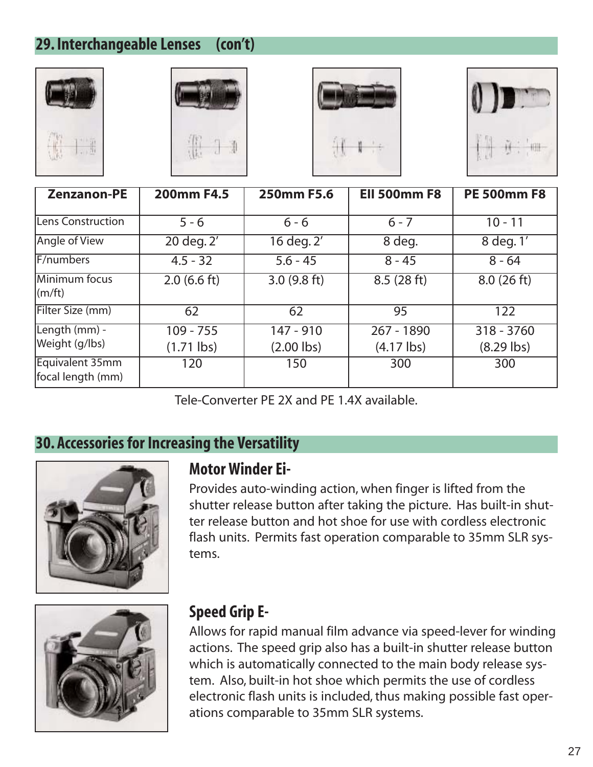## 29. Interchangeable Lenses (con't)

| Zenzanon-PE | 200mm F4.5 | 250mm F5.6 | EII 500mm F8 | PE 500mm F8 |
|---|---|---|---|---|
| Lens Construction | 5 - 6 | 6 - 6 | 6 - 7 | 10 - 11 |
| Angle of View | 20 deg. 2' | 16 deg. 2' | 8 deg. | 8 deg. 1' |
| F/numbers | 4.5 - 32 | 5.6 - 45 | 8 - 45 | 8 - 64 |
| Minimum focus (m/ft) | 2.0 (6.6 ft) | 3.0 (9.8 ft) | 8.5 (28 ft) | 8.0 (26 ft) |
| Filter Size (mm) | 62 | 62 | 95 | 122 |
| Length (mm) - Weight (g/lbs) | 109 - 755 (1.71 lbs) | 147 - 910 (2.00 lbs) | 267 - 1890 (4.17 lbs) | 318 - 3760 (8.29 lbs) |
| Equivalent 35mm focal length (mm) | 120 | 150 | 300 | 300 |

Tele-Converter PE 2X and PE 1.4X available.

## 30. Accessories for Increasing the Versatility

### Motor Winder Ei-

Provides auto-winding action, when finger is lifted from the shutter release button after taking the picture. Has built-in shutter release button and hot shoe for use with cordless electronic flash units. Permits fast operation comparable to 35mm SLR systems.

### Speed Grip E-

Allows for rapid manual film advance via speed-lever for winding actions. The speed grip also has a built-in shutter release button which is automatically connected to the main body release system. Also, built-in hot shoe which permits the use of cordless electronic flash units is included, thus making possible fast operations comparable to 35mm SLR systems.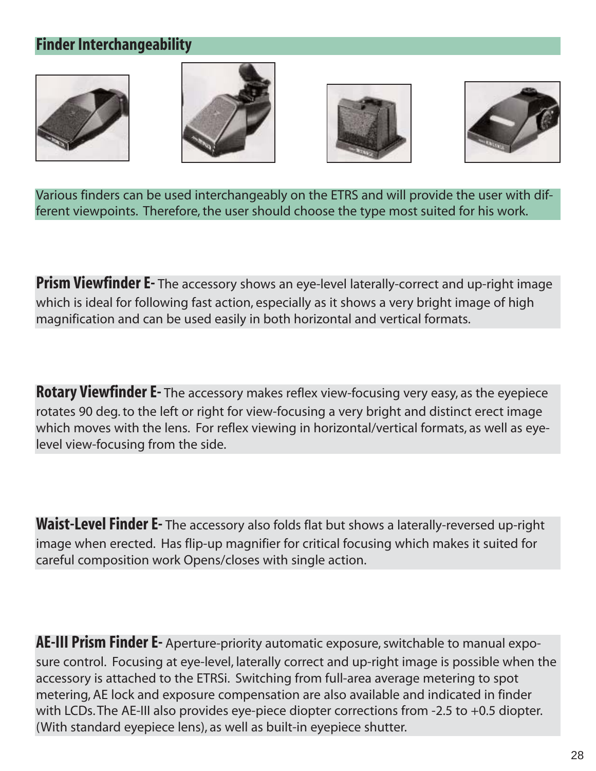## Finder Interchangeability

Various finders can be used interchangeably on the ETRS and will provide the user with different viewpoints. Therefore, the user should choose the type most suited for his work.

**Prism Viewfinder E-** The accessory shows an eye-level laterally-correct and up-right image which is ideal for following fast action, especially as it shows a very bright image of high magnification and can be used easily in both horizontal and vertical formats.

**Rotary Viewfinder E-** The accessory makes reflex view-focusing very easy, as the eyepiece rotates 90 deg. to the left or right for view-focusing a very bright and distinct erect image which moves with the lens. For reflex viewing in horizontal/vertical formats, as well as eye-level view-focusing from the side.

**Waist-Level Finder E-** The accessory also folds flat but shows a laterally-reversed up-right image when erected. Has flip-up magnifier for critical focusing which makes it suited for careful composition work Opens/closes with single action.

**AE-III Prism Finder E-** Aperture-priority automatic exposure, switchable to manual exposure control. Focusing at eye-level, laterally correct and up-right image is possible when the accessory is attached to the ETRSi. Switching from full-area average metering to spot metering, AE lock and exposure compensation are also available and indicated in finder with LCDs. The AE-III also provides eye-piece diopter corrections from -2.5 to +0.5 diopter. (With standard eyepiece lens), as well as built-in eyepiece shutter.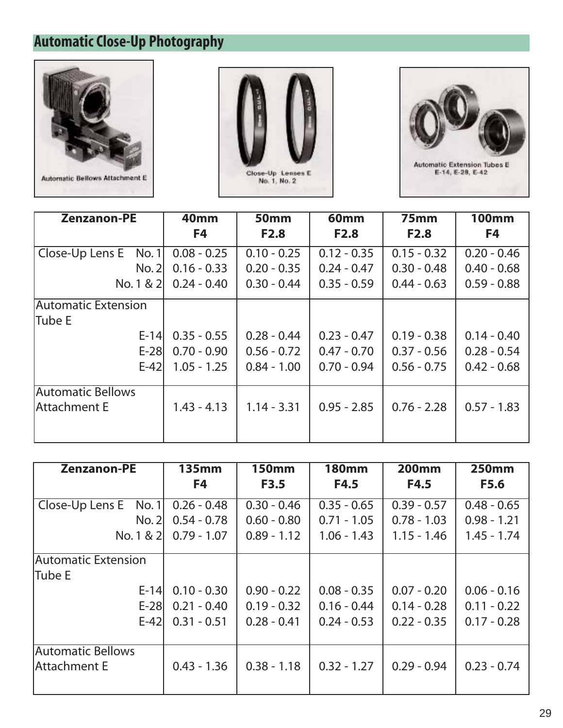## Automatic Close-Up Photography

Automatic Bellows Attachment E

Close-Up Lenses E No. 1, No. 2

Automatic Extension Tubes E E-14, E-28, E-42

| Zenzanon-PE | | 40mm F4 | 50mm F2.8 | 60mm F2.8 | 75mm F2.8 | 100mm F4 |
|---|---|---|---|---|---|---|
| Close-Up Lens E | No. 1 | 0.08 - 0.25 | 0.10 - 0.25 | 0.12 - 0.35 | 0.15 - 0.32 | 0.20 - 0.46 |
| | No. 2 | 0.16 - 0.33 | 0.20 - 0.35 | 0.24 - 0.47 | 0.30 - 0.48 | 0.40 - 0.68 |
| | No. 1 & 2 | 0.24 - 0.40 | 0.30 - 0.44 | 0.35 - 0.59 | 0.44 - 0.63 | 0.59 - 0.88 |
| Automatic Extension Tube E | E-14 | 0.35 - 0.55 | 0.28 - 0.44 | 0.23 - 0.47 | 0.19 - 0.38 | 0.14 - 0.40 |
| | E-28 | 0.70 - 0.90 | 0.56 - 0.72 | 0.47 - 0.70 | 0.37 - 0.56 | 0.28 - 0.54 |
| | E-42 | 1.05 - 1.25 | 0.84 - 1.00 | 0.70 - 0.94 | 0.56 - 0.75 | 0.42 - 0.68 |
| Automatic Bellows Attachment E | | 1.43 - 4.13 | 1.14 - 3.31 | 0.95 - 2.85 | 0.76 - 2.28 | 0.57 - 1.83 |

| Zenzanon-PE | | 135mm F4 | 150mm F3.5 | 180mm F4.5 | 200mm F4.5 | 250mm F5.6 |
|---|---|---|---|---|---|---|
| Close-Up Lens E | No. 1 | 0.26 - 0.48 | 0.30 - 0.46 | 0.35 - 0.65 | 0.39 - 0.57 | 0.48 - 0.65 |
| | No. 2 | 0.54 - 0.78 | 0.60 - 0.80 | 0.71 - 1.05 | 0.78 - 1.03 | 0.98 - 1.21 |
| | No. 1 & 2 | 0.79 - 1.07 | 0.89 - 1.12 | 1.06 - 1.43 | 1.15 - 1.46 | 1.45 - 1.74 |
| Automatic Extension Tube E | E-14 | 0.10 - 0.30 | 0.90 - 0.22 | 0.08 - 0.35 | 0.07 - 0.20 | 0.06 - 0.16 |
| | E-28 | 0.21 - 0.40 | 0.19 - 0.32 | 0.16 - 0.44 | 0.14 - 0.28 | 0.11 - 0.22 |
| | E-42 | 0.31 - 0.51 | 0.28 - 0.41 | 0.24 - 0.53 | 0.22 - 0.35 | 0.17 - 0.28 |
| Automatic Bellows Attachment E | | 0.43 - 1.36 | 0.38 - 1.18 | 0.32 - 1.27 | 0.29 - 0.94 | 0.23 - 0.74 |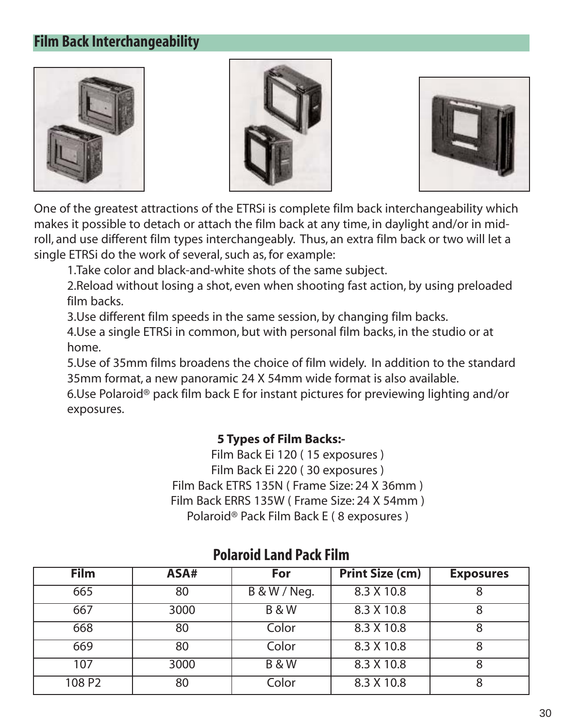## Film Back Interchangeability

One of the greatest attractions of the ETRSi is complete film back interchangeability which makes it possible to detach or attach the film back at any time, in daylight and/or in mid-roll, and use different film types interchangeably. Thus, an extra film back or two will let a single ETRSi do the work of several, such as, for example:

1.Take color and black-and-white shots of the same subject.

2.Reload without losing a shot, even when shooting fast action, by using preloaded film backs.

3.Use different film speeds in the same session, by changing film backs.

4.Use a single ETRSi in common, but with personal film backs, in the studio or at home.

5.Use of 35mm films broadens the choice of film widely. In addition to the standard 35mm format, a new panoramic 24 X 54mm wide format is also available.

6.Use Polaroid® pack film back E for instant pictures for previewing lighting and/or exposures.

**5 Types of Film Backs:-**

Film Back Ei 120 ( 15 exposures )
Film Back Ei 220 ( 30 exposures )
Film Back ETRS 135N ( Frame Size: 24 X 36mm )
Film Back ERRS 135W ( Frame Size: 24 X 54mm )
Polaroid® Pack Film Back E ( 8 exposures )

### Polaroid Land Pack Film

| Film | ASA# | For | Print Size (cm) | Exposures |
|---|---|---|---|---|
| 665 | 80 | B & W / Neg. | 8.3 X 10.8 | 8 |
| 667 | 3000 | B & W | 8.3 X 10.8 | 8 |
| 668 | 80 | Color | 8.3 X 10.8 | 8 |
| 669 | 80 | Color | 8.3 X 10.8 | 8 |
| 107 | 3000 | B & W | 8.3 X 10.8 | 8 |
| 108 P2 | 80 | Color | 8.3 X 10.8 | 8 |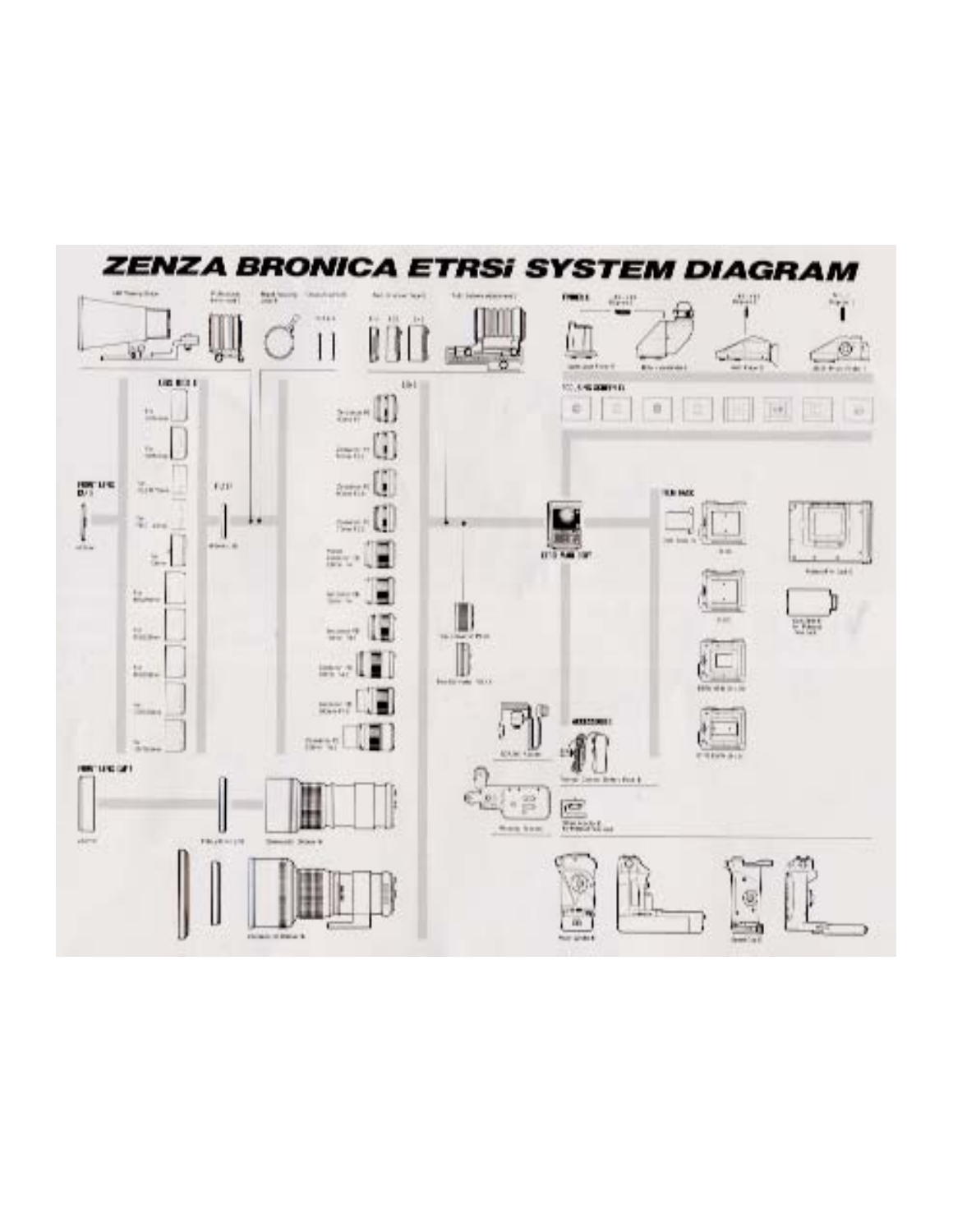# ZENZA BRONICA ETRSi SYSTEM DIAGRAM